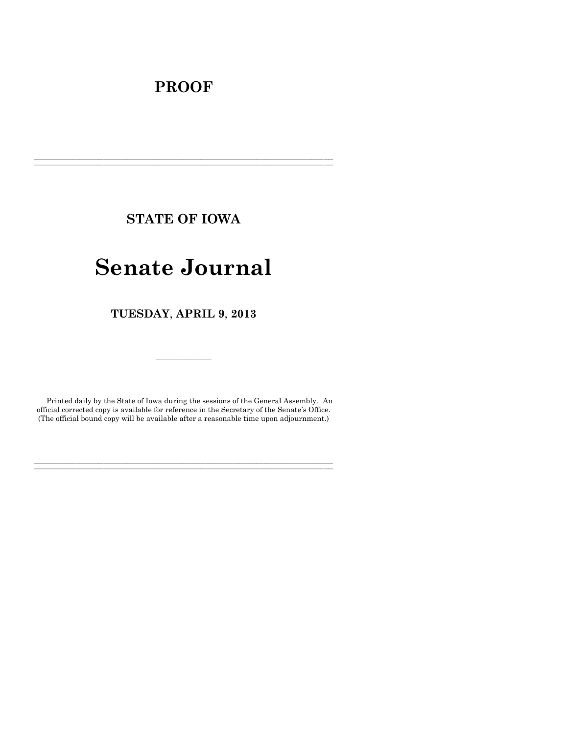# PROOF

---

## STATE OF IOWA

# Senate Journal

## TUESDAY, APRIL 9, 2013

---

Printed daily by the State of Iowa during the sessions of the General Assembly. An official corrected copy is available for reference in the Secretary of the Senate's Office. (The official bound copy will be available after a reasonable time upon adjournment.)

---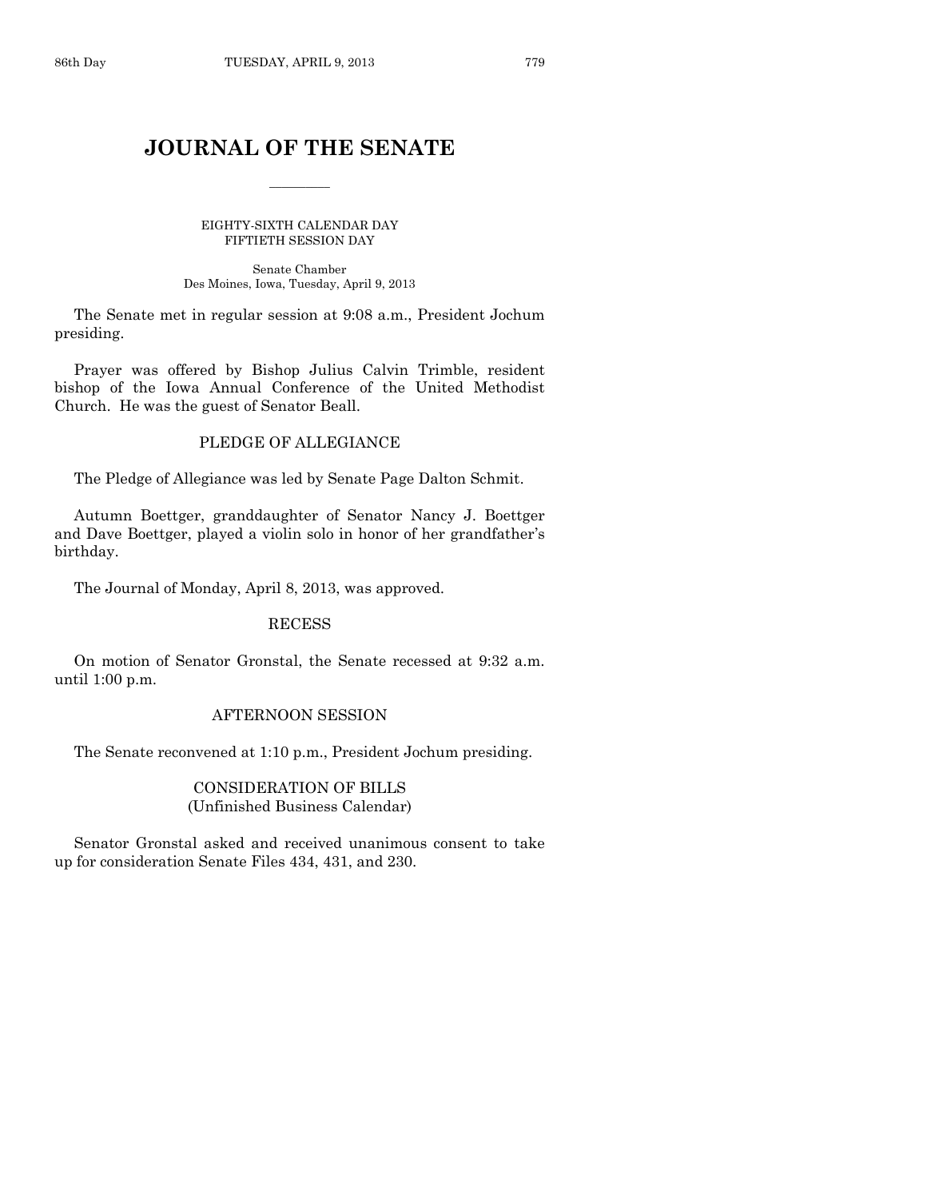# JOURNAL OF THE SENATE

EIGHTY-SIXTH CALENDAR DAY
FIFTIETH SESSION DAY

Senate Chamber
Des Moines, Iowa, Tuesday, April 9, 2013

The Senate met in regular session at 9:08 a.m., President Jochum presiding.

Prayer was offered by Bishop Julius Calvin Trimble, resident bishop of the Iowa Annual Conference of the United Methodist Church. He was the guest of Senator Beall.

## PLEDGE OF ALLEGIANCE

The Pledge of Allegiance was led by Senate Page Dalton Schmit.

Autumn Boettger, granddaughter of Senator Nancy J. Boettger and Dave Boettger, played a violin solo in honor of her grandfather's birthday.

The Journal of Monday, April 8, 2013, was approved.

## RECESS

On motion of Senator Gronstal, the Senate recessed at 9:32 a.m. until 1:00 p.m.

## AFTERNOON SESSION

The Senate reconvened at 1:10 p.m., President Jochum presiding.

## CONSIDERATION OF BILLS
(Unfinished Business Calendar)

Senator Gronstal asked and received unanimous consent to take up for consideration Senate Files 434, 431, and 230.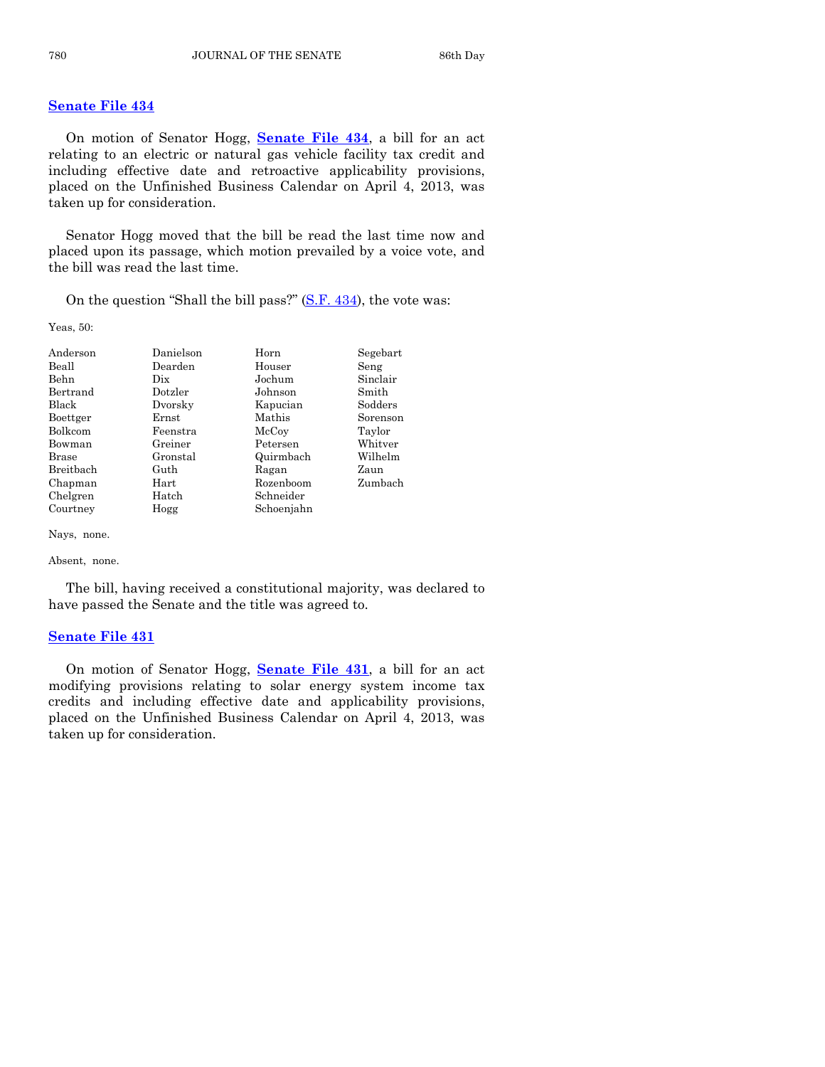## Senate File 434

On motion of Senator Hogg, **Senate File 434**, a bill for an act relating to an electric or natural gas vehicle facility tax credit and including effective date and retroactive applicability provisions, placed on the Unfinished Business Calendar on April 4, 2013, was taken up for consideration.

Senator Hogg moved that the bill be read the last time now and placed upon its passage, which motion prevailed by a voice vote, and the bill was read the last time.

On the question "Shall the bill pass?" (S.F. 434), the vote was:

Yeas, 50:

| | | | |
|---|---|---|---|
| Anderson | Danielson | Horn | Segebart |
| Beall | Dearden | Houser | Seng |
| Behn | Dix | Jochum | Sinclair |
| Bertrand | Dotzler | Johnson | Smith |
| Black | Dvorsky | Kapucian | Sodders |
| Boettger | Ernst | Mathis | Sorenson |
| Bolkcom | Feenstra | McCoy | Taylor |
| Bowman | Greiner | Petersen | Whitver |
| Brase | Gronstal | Quirmbach | Wilhelm |
| Breitbach | Guth | Ragan | Zaun |
| Chapman | Hart | Rozenboom | Zumbach |
| Chelgren | Hatch | Schneider | |
| Courtney | Hogg | Schoenjahn | |

Nays, none.

Absent, none.

The bill, having received a constitutional majority, was declared to have passed the Senate and the title was agreed to.

## Senate File 431

On motion of Senator Hogg, **Senate File 431**, a bill for an act modifying provisions relating to solar energy system income tax credits and including effective date and applicability provisions, placed on the Unfinished Business Calendar on April 4, 2013, was taken up for consideration.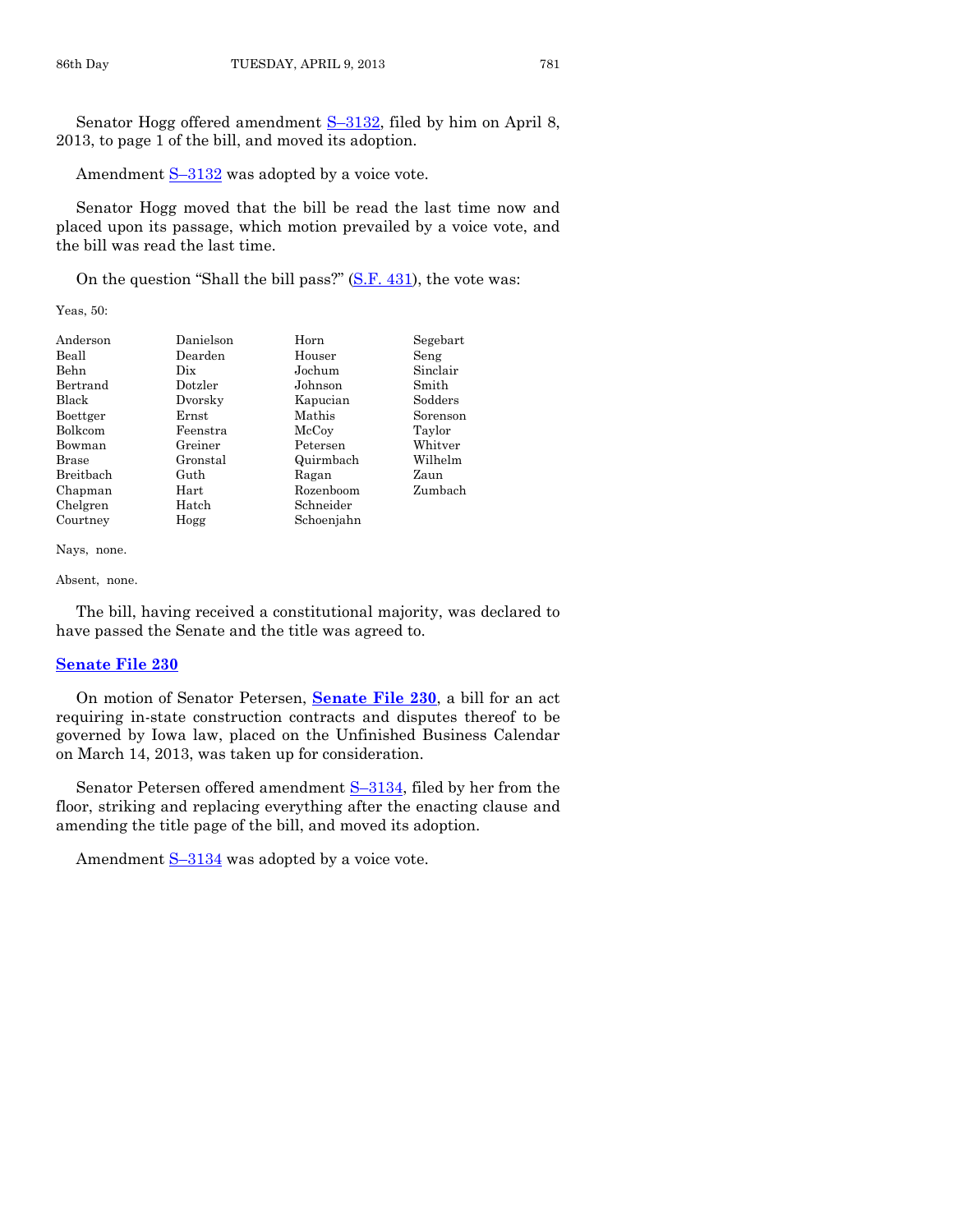Senator Hogg offered amendment S–3132, filed by him on April 8, 2013, to page 1 of the bill, and moved its adoption.

Amendment S–3132 was adopted by a voice vote.

Senator Hogg moved that the bill be read the last time now and placed upon its passage, which motion prevailed by a voice vote, and the bill was read the last time.

On the question "Shall the bill pass?" (S.F. 431), the vote was:

Yeas, 50:

| | | | |
|---|---|---|---|
| Anderson | Danielson | Horn | Segebart |
| Beall | Dearden | Houser | Seng |
| Behn | Dix | Jochum | Sinclair |
| Bertrand | Dotzler | Johnson | Smith |
| Black | Dvorsky | Kapucian | Sodders |
| Boettger | Ernst | Mathis | Sorenson |
| Bolkcom | Feenstra | McCoy | Taylor |
| Bowman | Greiner | Petersen | Whitver |
| Brase | Gronstal | Quirmbach | Wilhelm |
| Breitbach | Guth | Ragan | Zaun |
| Chapman | Hart | Rozenboom | Zumbach |
| Chelgren | Hatch | Schneider | |
| Courtney | Hogg | Schoenjahn | |

Nays, none.

Absent, none.

The bill, having received a constitutional majority, was declared to have passed the Senate and the title was agreed to.

## Senate File 230

On motion of Senator Petersen, **Senate File 230**, a bill for an act requiring in-state construction contracts and disputes thereof to be governed by Iowa law, placed on the Unfinished Business Calendar on March 14, 2013, was taken up for consideration.

Senator Petersen offered amendment S–3134, filed by her from the floor, striking and replacing everything after the enacting clause and amending the title page of the bill, and moved its adoption.

Amendment S–3134 was adopted by a voice vote.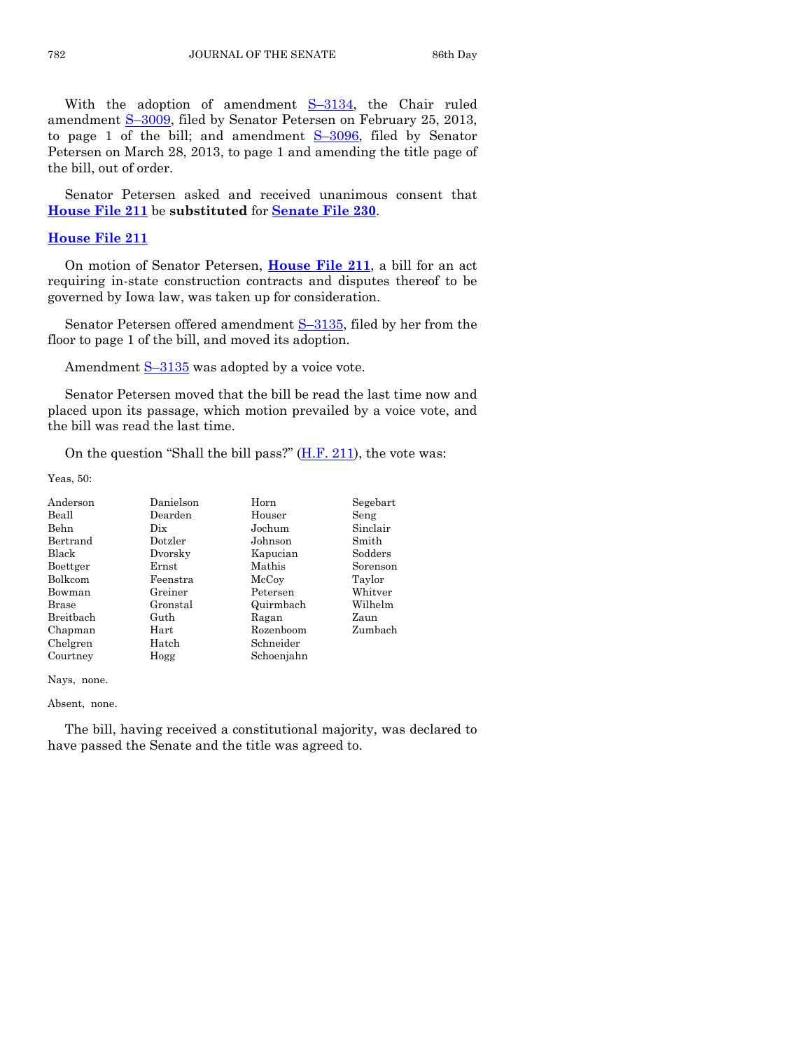With the adoption of amendment S–3134, the Chair ruled amendment S–3009, filed by Senator Petersen on February 25, 2013, to page 1 of the bill; and amendment S–3096, filed by Senator Petersen on March 28, 2013, to page 1 and amending the title page of the bill, out of order.

Senator Petersen asked and received unanimous consent that **House File 211** be **substituted** for **Senate File 230**.

**House File 211**

On motion of Senator Petersen, **House File 211**, a bill for an act requiring in-state construction contracts and disputes thereof to be governed by Iowa law, was taken up for consideration.

Senator Petersen offered amendment S–3135, filed by her from the floor to page 1 of the bill, and moved its adoption.

Amendment S–3135 was adopted by a voice vote.

Senator Petersen moved that the bill be read the last time now and placed upon its passage, which motion prevailed by a voice vote, and the bill was read the last time.

On the question "Shall the bill pass?" (H.F. 211), the vote was:

Yeas, 50:

| | | | |
|---|---|---|---|
| Anderson | Danielson | Horn | Segebart |
| Beall | Dearden | Houser | Seng |
| Behn | Dix | Jochum | Sinclair |
| Bertrand | Dotzler | Johnson | Smith |
| Black | Dvorsky | Kapucian | Sodders |
| Boettger | Ernst | Mathis | Sorenson |
| Bolkcom | Feenstra | McCoy | Taylor |
| Bowman | Greiner | Petersen | Whitver |
| Brase | Gronstal | Quirmbach | Wilhelm |
| Breitbach | Guth | Ragan | Zaun |
| Chapman | Hart | Rozenboom | Zumbach |
| Chelgren | Hatch | Schneider | |
| Courtney | Hogg | Schoenjahn | |

Nays, none.

Absent, none.

The bill, having received a constitutional majority, was declared to have passed the Senate and the title was agreed to.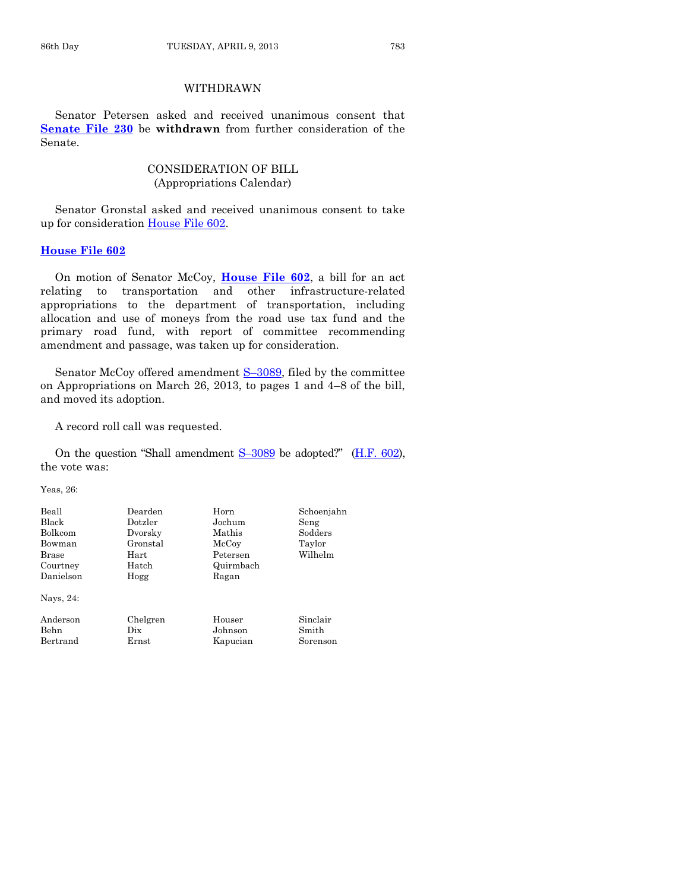## WITHDRAWN

Senator Petersen asked and received unanimous consent that **Senate File 230** be **withdrawn** from further consideration of the Senate.

## CONSIDERATION OF BILL
(Appropriations Calendar)

Senator Gronstal asked and received unanimous consent to take up for consideration House File 602.

**House File 602**

On motion of Senator McCoy, **House File 602**, a bill for an act relating to transportation and other infrastructure-related appropriations to the department of transportation, including allocation and use of moneys from the road use tax fund and the primary road fund, with report of committee recommending amendment and passage, was taken up for consideration.

Senator McCoy offered amendment S–3089, filed by the committee on Appropriations on March 26, 2013, to pages 1 and 4–8 of the bill, and moved its adoption.

A record roll call was requested.

On the question "Shall amendment S–3089 be adopted?" (H.F. 602), the vote was:

Yeas, 26:

| | | | |
|---|---|---|---|
| Beall | Dearden | Horn | Schoenjahn |
| Black | Dotzler | Jochum | Seng |
| Bolkcom | Dvorsky | Mathis | Sodders |
| Bowman | Gronstal | McCoy | Taylor |
| Brase | Hart | Petersen | Wilhelm |
| Courtney | Hatch | Quirmbach | |
| Danielson | Hogg | Ragan | |

Nays, 24:

| | | | |
|---|---|---|---|
| Anderson | Chelgren | Houser | Sinclair |
| Behn | Dix | Johnson | Smith |
| Bertrand | Ernst | Kapucian | Sorenson |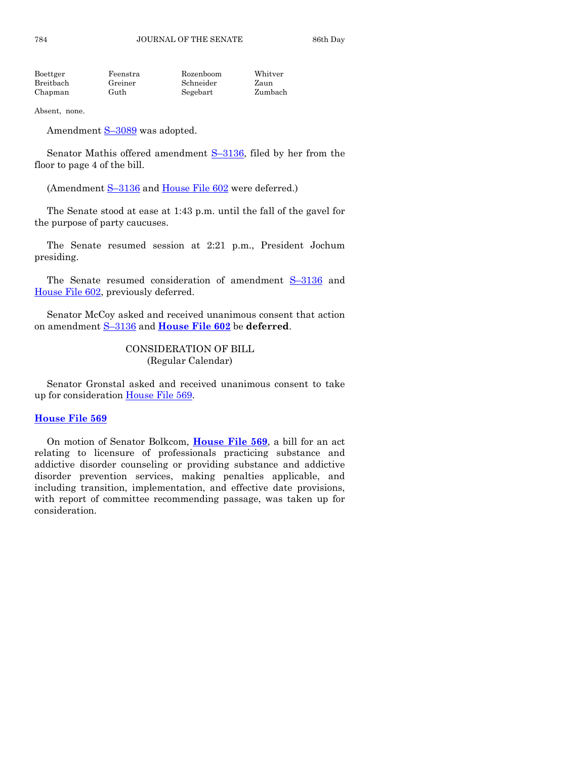| | | | |
|---|---|---|---|
| Boettger | Feenstra | Rozenboom | Whitver |
| Breitbach | Greiner | Schneider | Zaun |
| Chapman | Guth | Segebart | Zumbach |

Absent, none.

Amendment S–3089 was adopted.

Senator Mathis offered amendment S–3136, filed by her from the floor to page 4 of the bill.

(Amendment S–3136 and House File 602 were deferred.)

The Senate stood at ease at 1:43 p.m. until the fall of the gavel for the purpose of party caucuses.

The Senate resumed session at 2:21 p.m., President Jochum presiding.

The Senate resumed consideration of amendment S–3136 and House File 602, previously deferred.

Senator McCoy asked and received unanimous consent that action on amendment S–3136 and **House File 602** be **deferred**.

CONSIDERATION OF BILL
(Regular Calendar)

Senator Gronstal asked and received unanimous consent to take up for consideration House File 569.

**House File 569**

On motion of Senator Bolkcom, **House File 569**, a bill for an act relating to licensure of professionals practicing substance and addictive disorder counseling or providing substance and addictive disorder prevention services, making penalties applicable, and including transition, implementation, and effective date provisions, with report of committee recommending passage, was taken up for consideration.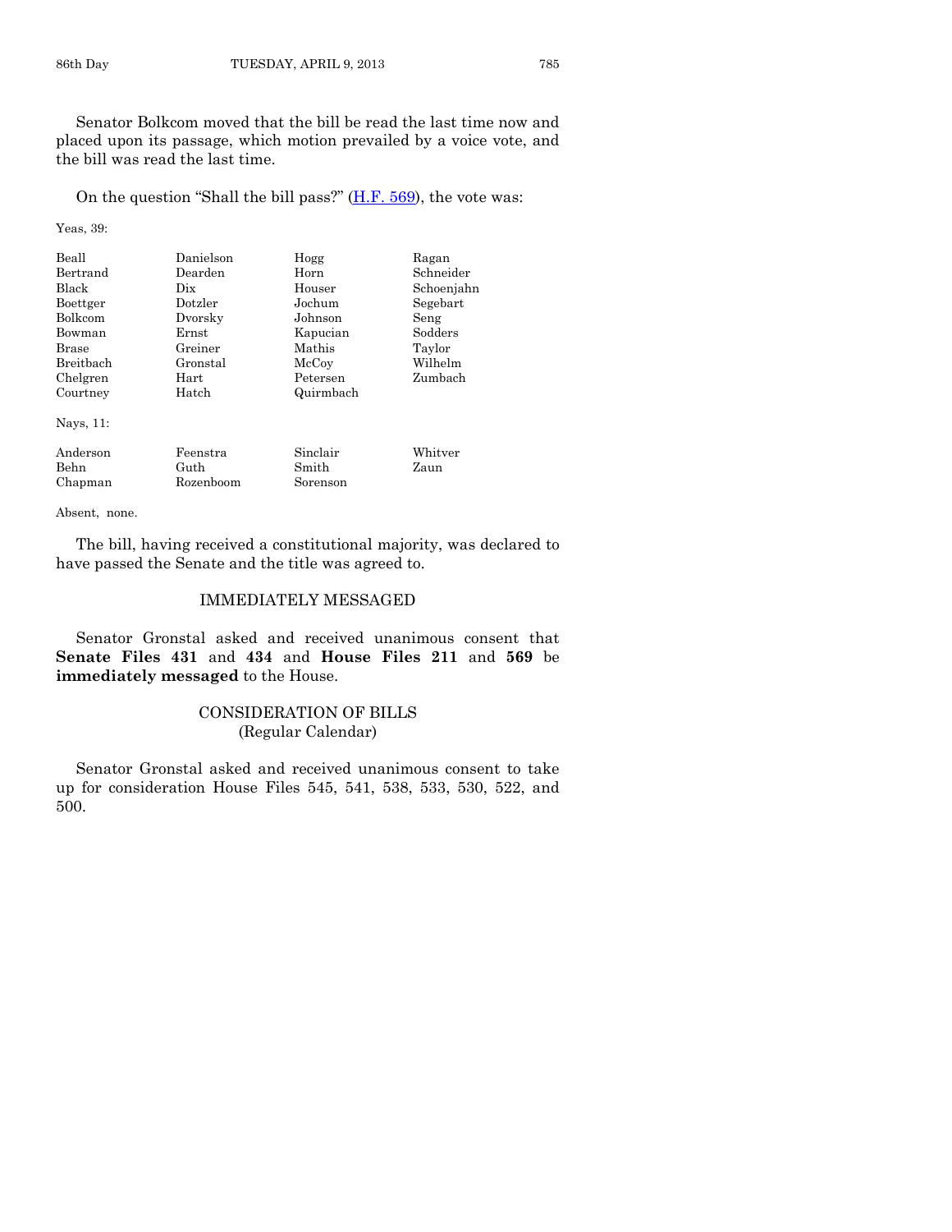Senator Bolkcom moved that the bill be read the last time now and placed upon its passage, which motion prevailed by a voice vote, and the bill was read the last time.

On the question "Shall the bill pass?" (H.F. 569), the vote was:

Yeas, 39:

| | | | |
|---|---|---|---|
| Beall | Danielson | Hogg | Ragan |
| Bertrand | Dearden | Horn | Schneider |
| Black | Dix | Houser | Schoenjahn |
| Boettger | Dotzler | Jochum | Segebart |
| Bolkcom | Dvorsky | Johnson | Seng |
| Bowman | Ernst | Kapucian | Sodders |
| Brase | Greiner | Mathis | Taylor |
| Breitbach | Gronstal | McCoy | Wilhelm |
| Chelgren | Hart | Petersen | Zumbach |
| Courtney | Hatch | Quirmbach | |

Nays, 11:

| | | | |
|---|---|---|---|
| Anderson | Feenstra | Sinclair | Whitver |
| Behn | Guth | Smith | Zaun |
| Chapman | Rozenboom | Sorenson | |

Absent, none.

The bill, having received a constitutional majority, was declared to have passed the Senate and the title was agreed to.

## IMMEDIATELY MESSAGED

Senator Gronstal asked and received unanimous consent that **Senate Files 431** and **434** and **House Files 211** and **569** be **immediately messaged** to the House.

## CONSIDERATION OF BILLS (Regular Calendar)

Senator Gronstal asked and received unanimous consent to take up for consideration House Files 545, 541, 538, 533, 530, 522, and 500.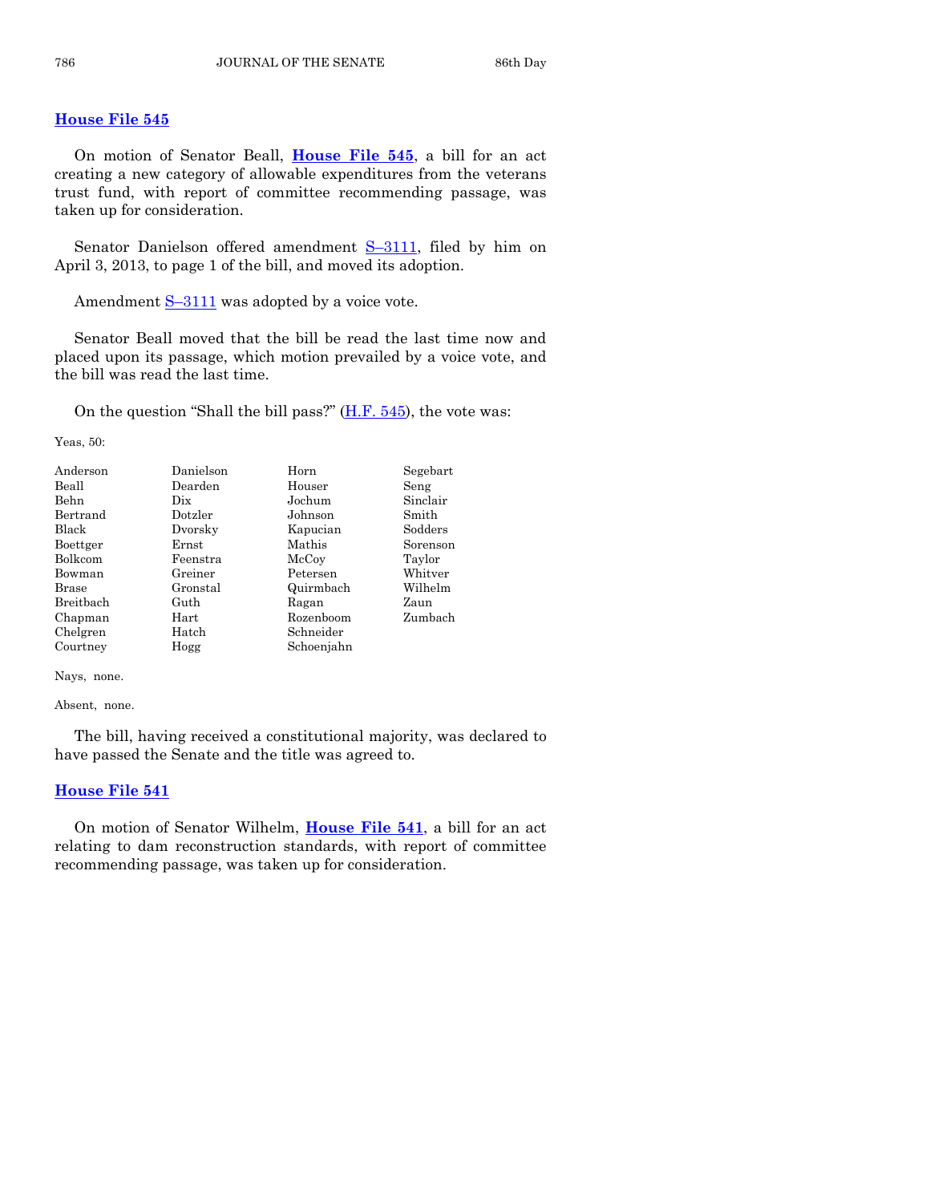## House File 545

On motion of Senator Beall, **House File 545**, a bill for an act creating a new category of allowable expenditures from the veterans trust fund, with report of committee recommending passage, was taken up for consideration.

Senator Danielson offered amendment S–3111, filed by him on April 3, 2013, to page 1 of the bill, and moved its adoption.

Amendment S–3111 was adopted by a voice vote.

Senator Beall moved that the bill be read the last time now and placed upon its passage, which motion prevailed by a voice vote, and the bill was read the last time.

On the question "Shall the bill pass?" (H.F. 545), the vote was:

Yeas, 50:

| | | | |
|---|---|---|---|
| Anderson | Danielson | Horn | Segebart |
| Beall | Dearden | Houser | Seng |
| Behn | Dix | Jochum | Sinclair |
| Bertrand | Dotzler | Johnson | Smith |
| Black | Dvorsky | Kapucian | Sodders |
| Boettger | Ernst | Mathis | Sorenson |
| Bolkcom | Feenstra | McCoy | Taylor |
| Bowman | Greiner | Petersen | Whitver |
| Brase | Gronstal | Quirmbach | Wilhelm |
| Breitbach | Guth | Ragan | Zaun |
| Chapman | Hart | Rozenboom | Zumbach |
| Chelgren | Hatch | Schneider | |
| Courtney | Hogg | Schoenjahn | |

Nays, none.

Absent, none.

The bill, having received a constitutional majority, was declared to have passed the Senate and the title was agreed to.

## House File 541

On motion of Senator Wilhelm, **House File 541**, a bill for an act relating to dam reconstruction standards, with report of committee recommending passage, was taken up for consideration.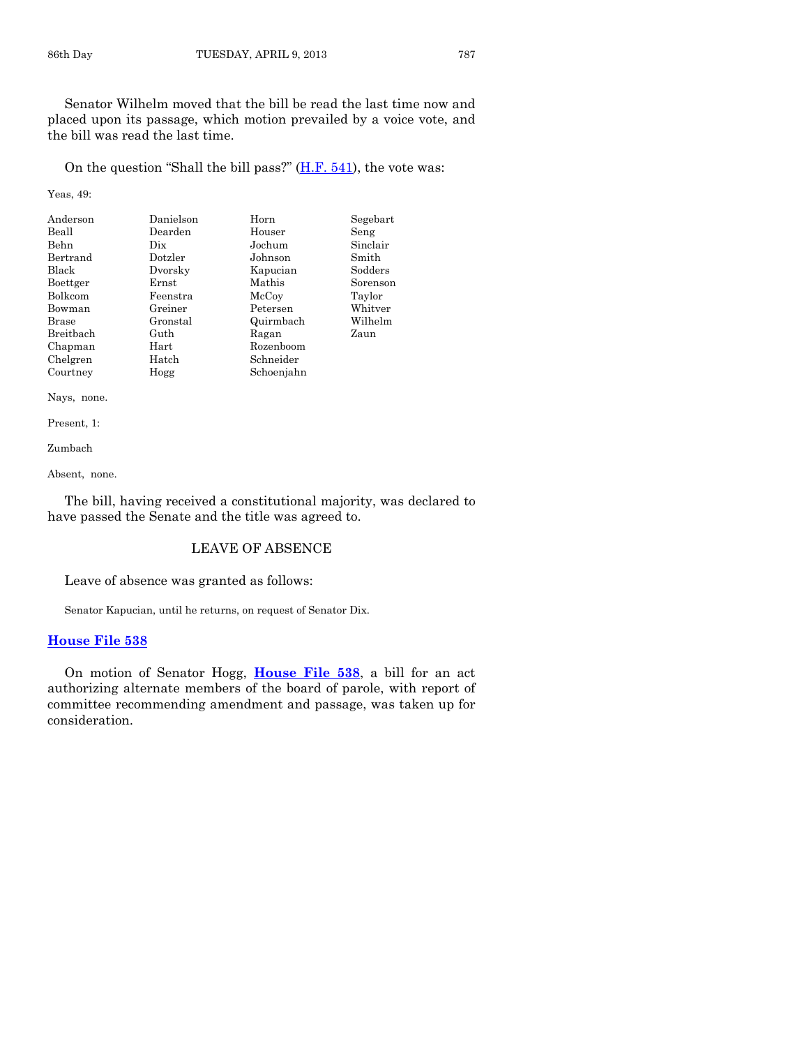Senator Wilhelm moved that the bill be read the last time now and placed upon its passage, which motion prevailed by a voice vote, and the bill was read the last time.

On the question "Shall the bill pass?" (H.F. 541), the vote was:

Yeas, 49:

| | | | |
|---|---|---|---|
| Anderson | Danielson | Horn | Segebart |
| Beall | Dearden | Houser | Seng |
| Behn | Dix | Jochum | Sinclair |
| Bertrand | Dotzler | Johnson | Smith |
| Black | Dvorsky | Kapucian | Sodders |
| Boettger | Ernst | Mathis | Sorenson |
| Bolkcom | Feenstra | McCoy | Taylor |
| Bowman | Greiner | Petersen | Whitver |
| Brase | Gronstal | Quirmbach | Wilhelm |
| Breitbach | Guth | Ragan | Zaun |
| Chapman | Hart | Rozenboom | |
| Chelgren | Hatch | Schneider | |
| Courtney | Hogg | Schoenjahn | |

Nays, none.

Present, 1:

Zumbach

Absent, none.

The bill, having received a constitutional majority, was declared to have passed the Senate and the title was agreed to.

## LEAVE OF ABSENCE

Leave of absence was granted as follows:

Senator Kapucian, until he returns, on request of Senator Dix.

## House File 538

On motion of Senator Hogg, **House File 538**, a bill for an act authorizing alternate members of the board of parole, with report of committee recommending amendment and passage, was taken up for consideration.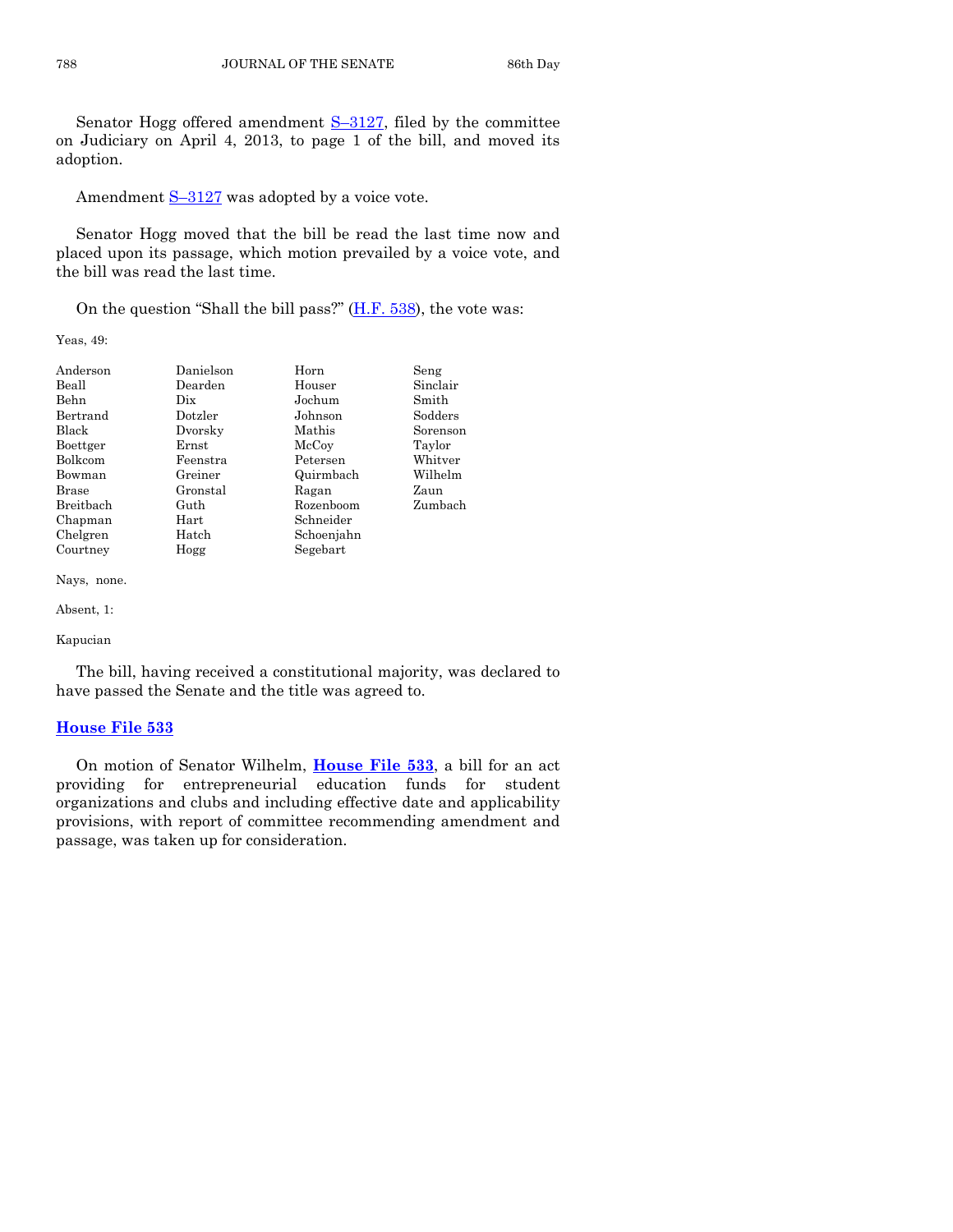Senator Hogg offered amendment S–3127, filed by the committee on Judiciary on April 4, 2013, to page 1 of the bill, and moved its adoption.

Amendment S–3127 was adopted by a voice vote.

Senator Hogg moved that the bill be read the last time now and placed upon its passage, which motion prevailed by a voice vote, and the bill was read the last time.

On the question "Shall the bill pass?" (H.F. 538), the vote was:

Yeas, 49:

| | | | |
|---|---|---|---|
| Anderson | Danielson | Horn | Seng |
| Beall | Dearden | Houser | Sinclair |
| Behn | Dix | Jochum | Smith |
| Bertrand | Dotzler | Johnson | Sodders |
| Black | Dvorsky | Mathis | Sorenson |
| Boettger | Ernst | McCoy | Taylor |
| Bolkcom | Feenstra | Petersen | Whitver |
| Bowman | Greiner | Quirmbach | Wilhelm |
| Brase | Gronstal | Ragan | Zaun |
| Breitbach | Guth | Rozenboom | Zumbach |
| Chapman | Hart | Schneider | |
| Chelgren | Hatch | Schoenjahn | |
| Courtney | Hogg | Segebart | |

Nays, none.

Absent, 1:

Kapucian

The bill, having received a constitutional majority, was declared to have passed the Senate and the title was agreed to.

## House File 533

On motion of Senator Wilhelm, **House File 533**, a bill for an act providing for entrepreneurial education funds for student organizations and clubs and including effective date and applicability provisions, with report of committee recommending amendment and passage, was taken up for consideration.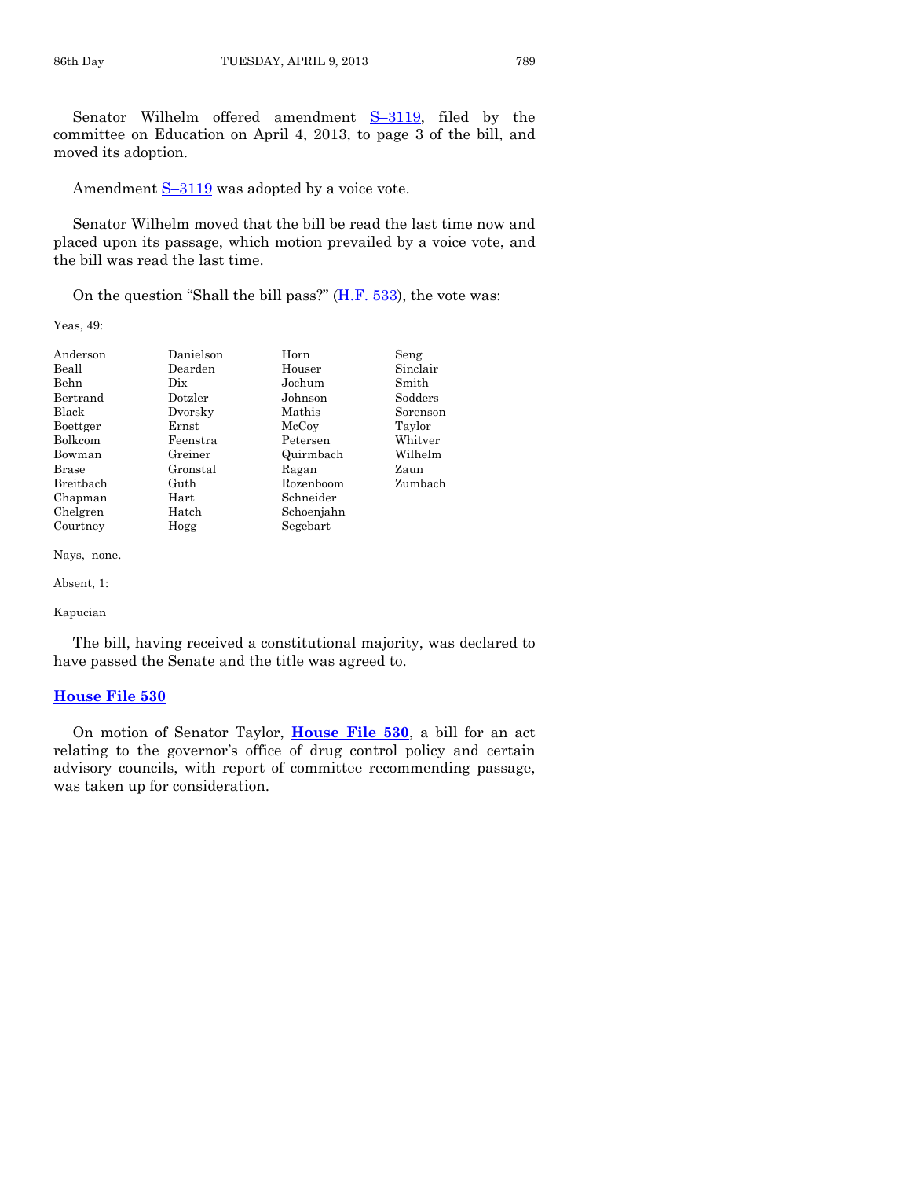Senator Wilhelm offered amendment S–3119, filed by the committee on Education on April 4, 2013, to page 3 of the bill, and moved its adoption.

Amendment S–3119 was adopted by a voice vote.

Senator Wilhelm moved that the bill be read the last time now and placed upon its passage, which motion prevailed by a voice vote, and the bill was read the last time.

On the question "Shall the bill pass?" (H.F. 533), the vote was:

Yeas, 49:

| | | | |
|---|---|---|---|
| Anderson | Danielson | Horn | Seng |
| Beall | Dearden | Houser | Sinclair |
| Behn | Dix | Jochum | Smith |
| Bertrand | Dotzler | Johnson | Sodders |
| Black | Dvorsky | Mathis | Sorenson |
| Boettger | Ernst | McCoy | Taylor |
| Bolkcom | Feenstra | Petersen | Whitver |
| Bowman | Greiner | Quirmbach | Wilhelm |
| Brase | Gronstal | Ragan | Zaun |
| Breitbach | Guth | Rozenboom | Zumbach |
| Chapman | Hart | Schneider | |
| Chelgren | Hatch | Schoenjahn | |
| Courtney | Hogg | Segebart | |

Nays, none.

Absent, 1:

Kapucian

The bill, having received a constitutional majority, was declared to have passed the Senate and the title was agreed to.

## House File 530

On motion of Senator Taylor, **House File 530**, a bill for an act relating to the governor's office of drug control policy and certain advisory councils, with report of committee recommending passage, was taken up for consideration.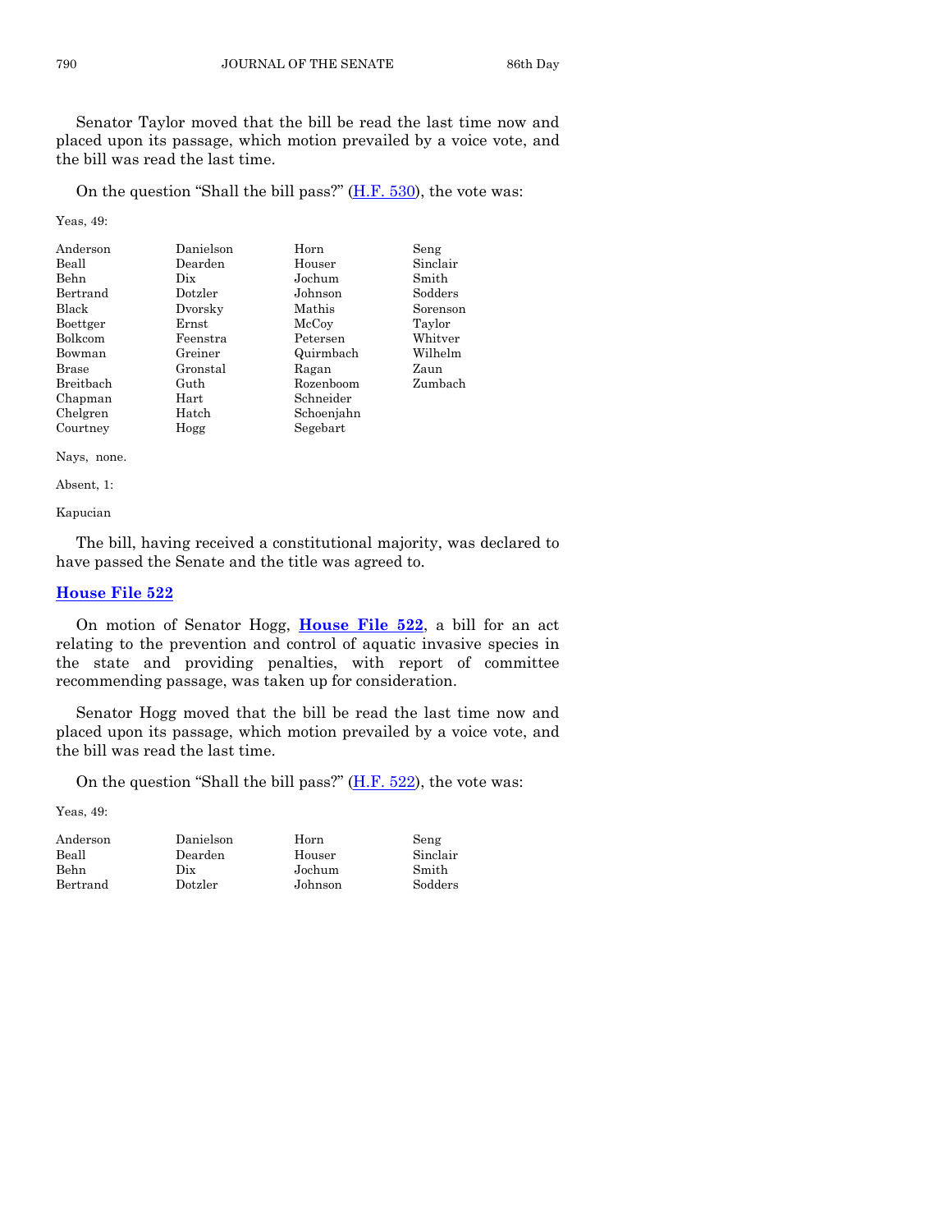Senator Taylor moved that the bill be read the last time now and placed upon its passage, which motion prevailed by a voice vote, and the bill was read the last time.

On the question "Shall the bill pass?" (H.F. 530), the vote was:

Yeas, 49:

| | | | |
|---|---|---|---|
| Anderson | Danielson | Horn | Seng |
| Beall | Dearden | Houser | Sinclair |
| Behn | Dix | Jochum | Smith |
| Bertrand | Dotzler | Johnson | Sodders |
| Black | Dvorsky | Mathis | Sorenson |
| Boettger | Ernst | McCoy | Taylor |
| Bolkcom | Feenstra | Petersen | Whitver |
| Bowman | Greiner | Quirmbach | Wilhelm |
| Brase | Gronstal | Ragan | Zaun |
| Breitbach | Guth | Rozenboom | Zumbach |
| Chapman | Hart | Schneider | |
| Chelgren | Hatch | Schoenjahn | |
| Courtney | Hogg | Segebart | |

Nays, none.

Absent, 1:

Kapucian

The bill, having received a constitutional majority, was declared to have passed the Senate and the title was agreed to.

## House File 522

On motion of Senator Hogg, **House File 522**, a bill for an act relating to the prevention and control of aquatic invasive species in the state and providing penalties, with report of committee recommending passage, was taken up for consideration.

Senator Hogg moved that the bill be read the last time now and placed upon its passage, which motion prevailed by a voice vote, and the bill was read the last time.

On the question "Shall the bill pass?" (H.F. 522), the vote was:

Yeas, 49:

| | | | |
|---|---|---|---|
| Anderson | Danielson | Horn | Seng |
| Beall | Dearden | Houser | Sinclair |
| Behn | Dix | Jochum | Smith |
| Bertrand | Dotzler | Johnson | Sodders |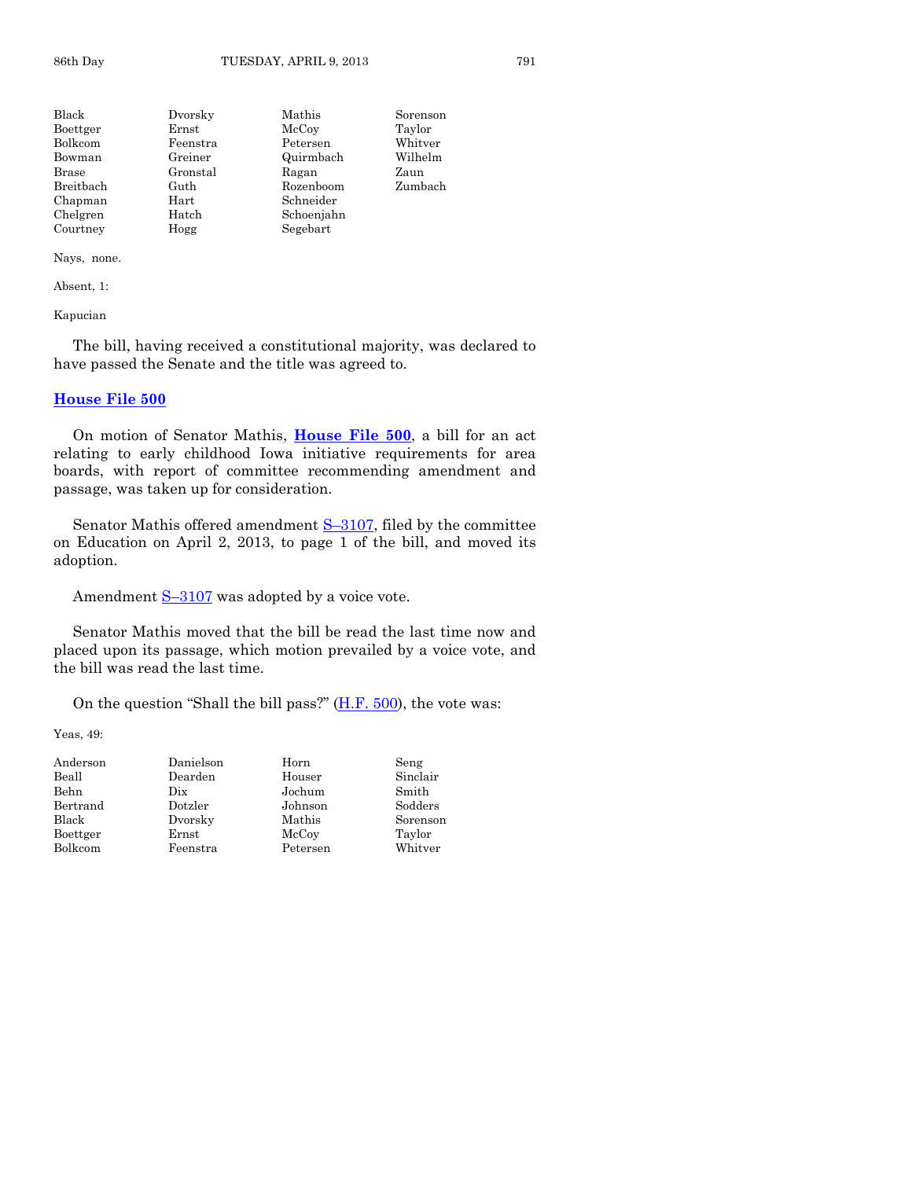| | | | |
|---|---|---|---|
| Black | Dvorsky | Mathis | Sorenson |
| Boettger | Ernst | McCoy | Taylor |
| Bolkcom | Feenstra | Petersen | Whitver |
| Bowman | Greiner | Quirmbach | Wilhelm |
| Brase | Gronstal | Ragan | Zaun |
| Breitbach | Guth | Rozenboom | Zumbach |
| Chapman | Hart | Schneider | |
| Chelgren | Hatch | Schoenjahn | |
| Courtney | Hogg | Segebart | |

Nays, none.

Absent, 1:

Kapucian

The bill, having received a constitutional majority, was declared to have passed the Senate and the title was agreed to.

## House File 500

On motion of Senator Mathis, **House File 500**, a bill for an act relating to early childhood Iowa initiative requirements for area boards, with report of committee recommending amendment and passage, was taken up for consideration.

Senator Mathis offered amendment S–3107, filed by the committee on Education on April 2, 2013, to page 1 of the bill, and moved its adoption.

Amendment S–3107 was adopted by a voice vote.

Senator Mathis moved that the bill be read the last time now and placed upon its passage, which motion prevailed by a voice vote, and the bill was read the last time.

On the question "Shall the bill pass?" (H.F. 500), the vote was:

Yeas, 49:

| | | | |
|---|---|---|---|
| Anderson | Danielson | Horn | Seng |
| Beall | Dearden | Houser | Sinclair |
| Behn | Dix | Jochum | Smith |
| Bertrand | Dotzler | Johnson | Sodders |
| Black | Dvorsky | Mathis | Sorenson |
| Boettger | Ernst | McCoy | Taylor |
| Bolkcom | Feenstra | Petersen | Whitver |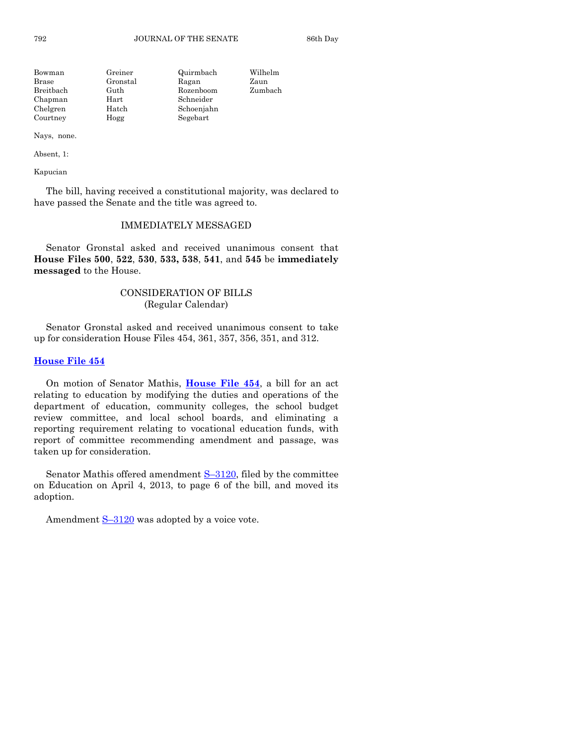| | | | |
|---|---|---|---|
| Bowman | Greiner | Quirmbach | Wilhelm |
| Brase | Gronstal | Ragan | Zaun |
| Breitbach | Guth | Rozenboom | Zumbach |
| Chapman | Hart | Schneider | |
| Chelgren | Hatch | Schoenjahn | |
| Courtney | Hogg | Segebart | |

Nays, none.

Absent, 1:

Kapucian

The bill, having received a constitutional majority, was declared to have passed the Senate and the title was agreed to.

## IMMEDIATELY MESSAGED

Senator Gronstal asked and received unanimous consent that **House Files 500**, **522**, **530**, **533, 538**, **541**, and **545** be **immediately messaged** to the House.

## CONSIDERATION OF BILLS
(Regular Calendar)

Senator Gronstal asked and received unanimous consent to take up for consideration House Files 454, 361, 357, 356, 351, and 312.

### House File 454

On motion of Senator Mathis, **House File 454**, a bill for an act relating to education by modifying the duties and operations of the department of education, community colleges, the school budget review committee, and local school boards, and eliminating a reporting requirement relating to vocational education funds, with report of committee recommending amendment and passage, was taken up for consideration.

Senator Mathis offered amendment S–3120, filed by the committee on Education on April 4, 2013, to page 6 of the bill, and moved its adoption.

Amendment S–3120 was adopted by a voice vote.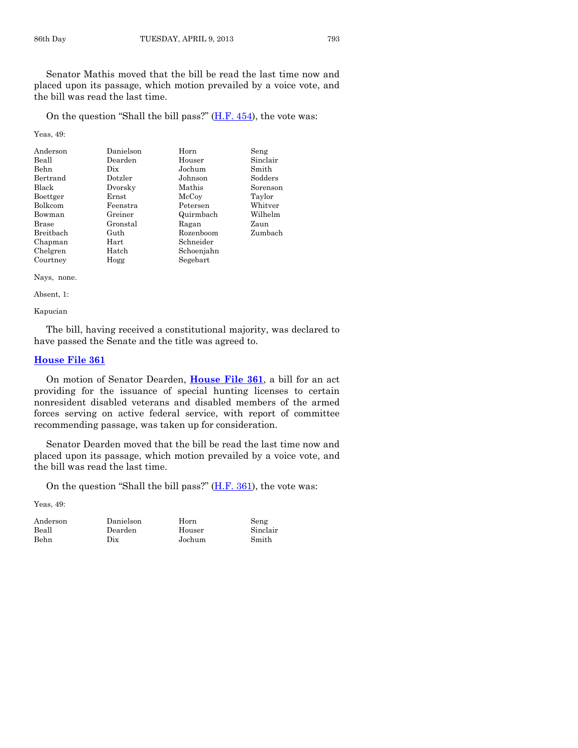Senator Mathis moved that the bill be read the last time now and placed upon its passage, which motion prevailed by a voice vote, and the bill was read the last time.

On the question "Shall the bill pass?" (H.F. 454), the vote was:

Yeas, 49:

| | | | |
|---|---|---|---|
| Anderson | Danielson | Horn | Seng |
| Beall | Dearden | Houser | Sinclair |
| Behn | Dix | Jochum | Smith |
| Bertrand | Dotzler | Johnson | Sodders |
| Black | Dvorsky | Mathis | Sorenson |
| Boettger | Ernst | McCoy | Taylor |
| Bolkcom | Feenstra | Petersen | Whitver |
| Bowman | Greiner | Quirmbach | Wilhelm |
| Brase | Gronstal | Ragan | Zaun |
| Breitbach | Guth | Rozenboom | Zumbach |
| Chapman | Hart | Schneider | |
| Chelgren | Hatch | Schoenjahn | |
| Courtney | Hogg | Segebart | |

Nays, none.

Absent, 1:

Kapucian

The bill, having received a constitutional majority, was declared to have passed the Senate and the title was agreed to.

## House File 361

On motion of Senator Dearden, **House File 361**, a bill for an act providing for the issuance of special hunting licenses to certain nonresident disabled veterans and disabled members of the armed forces serving on active federal service, with report of committee recommending passage, was taken up for consideration.

Senator Dearden moved that the bill be read the last time now and placed upon its passage, which motion prevailed by a voice vote, and the bill was read the last time.

On the question "Shall the bill pass?" (H.F. 361), the vote was:

Yeas, 49:

| | | | |
|---|---|---|---|
| Anderson | Danielson | Horn | Seng |
| Beall | Dearden | Houser | Sinclair |
| Behn | Dix | Jochum | Smith |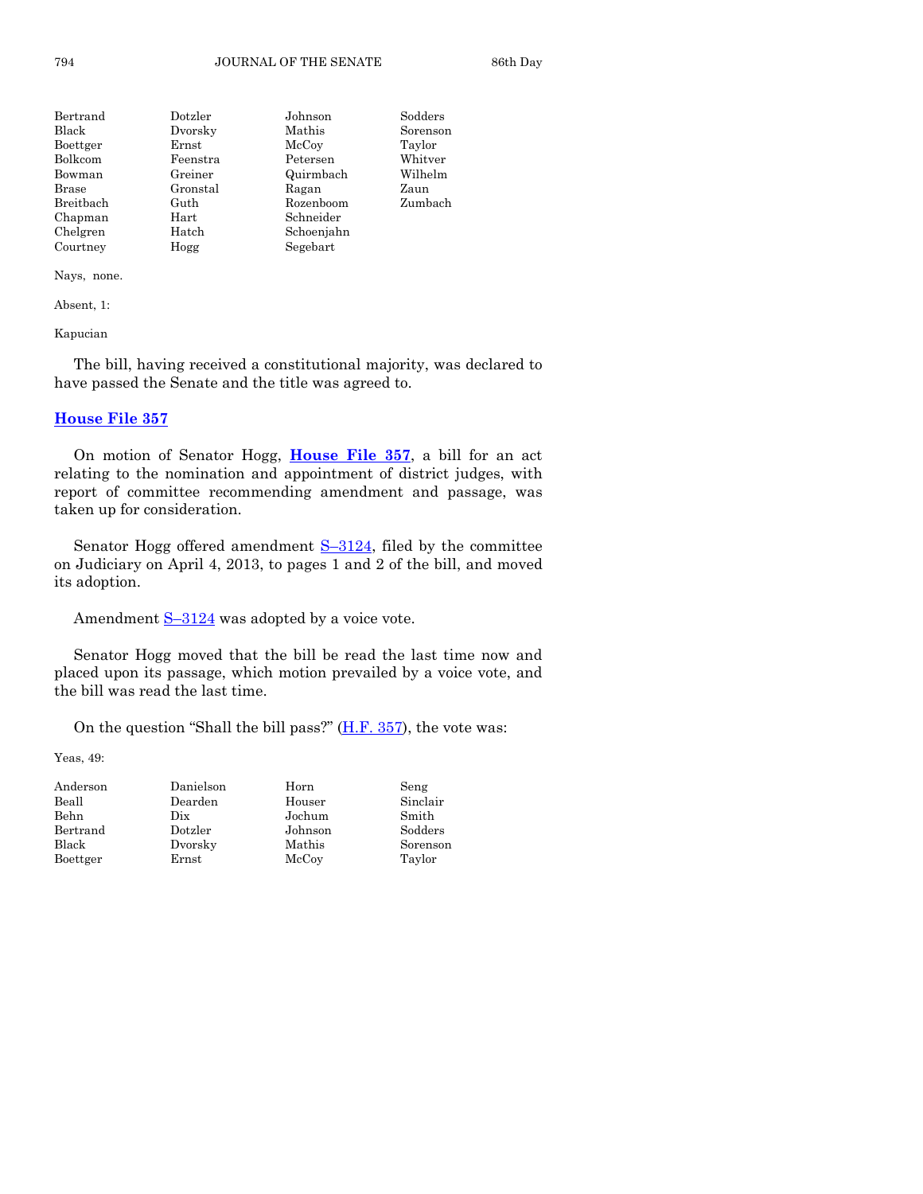| | | | |
|---|---|---|---|
| Bertrand | Dotzler | Johnson | Sodders |
| Black | Dvorsky | Mathis | Sorenson |
| Boettger | Ernst | McCoy | Taylor |
| Bolkcom | Feenstra | Petersen | Whitver |
| Bowman | Greiner | Quirmbach | Wilhelm |
| Brase | Gronstal | Ragan | Zaun |
| Breitbach | Guth | Rozenboom | Zumbach |
| Chapman | Hart | Schneider | |
| Chelgren | Hatch | Schoenjahn | |
| Courtney | Hogg | Segebart | |

Nays, none.

Absent, 1:

Kapucian

The bill, having received a constitutional majority, was declared to have passed the Senate and the title was agreed to.

## House File 357

On motion of Senator Hogg, **House File 357**, a bill for an act relating to the nomination and appointment of district judges, with report of committee recommending amendment and passage, was taken up for consideration.

Senator Hogg offered amendment S–3124, filed by the committee on Judiciary on April 4, 2013, to pages 1 and 2 of the bill, and moved its adoption.

Amendment S–3124 was adopted by a voice vote.

Senator Hogg moved that the bill be read the last time now and placed upon its passage, which motion prevailed by a voice vote, and the bill was read the last time.

On the question "Shall the bill pass?" (H.F. 357), the vote was:

Yeas, 49:

| | | | |
|---|---|---|---|
| Anderson | Danielson | Horn | Seng |
| Beall | Dearden | Houser | Sinclair |
| Behn | Dix | Jochum | Smith |
| Bertrand | Dotzler | Johnson | Sodders |
| Black | Dvorsky | Mathis | Sorenson |
| Boettger | Ernst | McCoy | Taylor |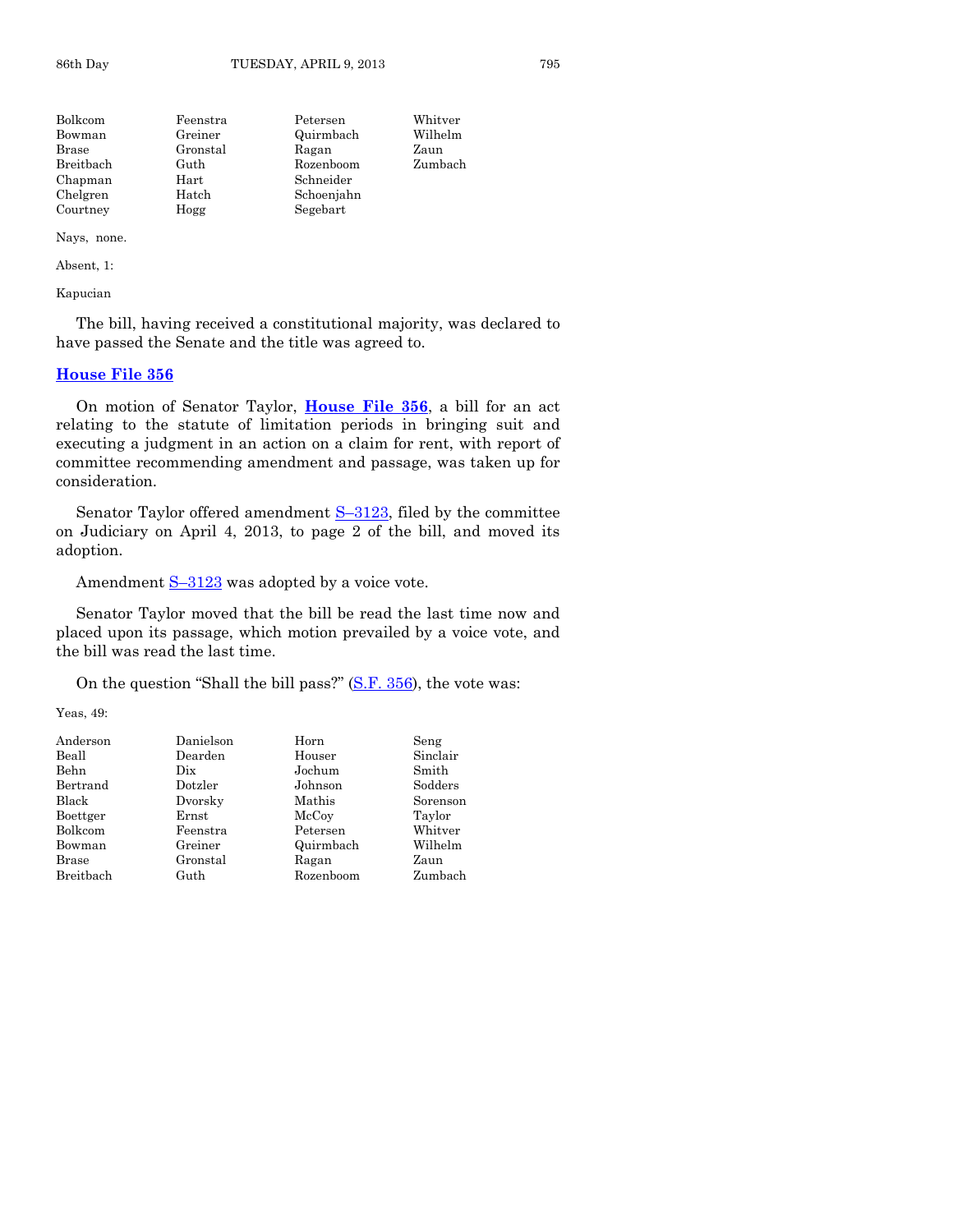| | | | |
|---|---|---|---|
| Bolkcom | Feenstra | Petersen | Whitver |
| Bowman | Greiner | Quirmbach | Wilhelm |
| Brase | Gronstal | Ragan | Zaun |
| Breitbach | Guth | Rozenboom | Zumbach |
| Chapman | Hart | Schneider | |
| Chelgren | Hatch | Schoenjahn | |
| Courtney | Hogg | Segebart | |

Nays, none.

Absent, 1:

Kapucian

The bill, having received a constitutional majority, was declared to have passed the Senate and the title was agreed to.

## House File 356

On motion of Senator Taylor, **House File 356**, a bill for an act relating to the statute of limitation periods in bringing suit and executing a judgment in an action on a claim for rent, with report of committee recommending amendment and passage, was taken up for consideration.

Senator Taylor offered amendment S–3123, filed by the committee on Judiciary on April 4, 2013, to page 2 of the bill, and moved its adoption.

Amendment S–3123 was adopted by a voice vote.

Senator Taylor moved that the bill be read the last time now and placed upon its passage, which motion prevailed by a voice vote, and the bill was read the last time.

On the question "Shall the bill pass?" (S.F. 356), the vote was:

Yeas, 49:

| | | | |
|---|---|---|---|
| Anderson | Danielson | Horn | Seng |
| Beall | Dearden | Houser | Sinclair |
| Behn | Dix | Jochum | Smith |
| Bertrand | Dotzler | Johnson | Sodders |
| Black | Dvorsky | Mathis | Sorenson |
| Boettger | Ernst | McCoy | Taylor |
| Bolkcom | Feenstra | Petersen | Whitver |
| Bowman | Greiner | Quirmbach | Wilhelm |
| Brase | Gronstal | Ragan | Zaun |
| Breitbach | Guth | Rozenboom | Zumbach |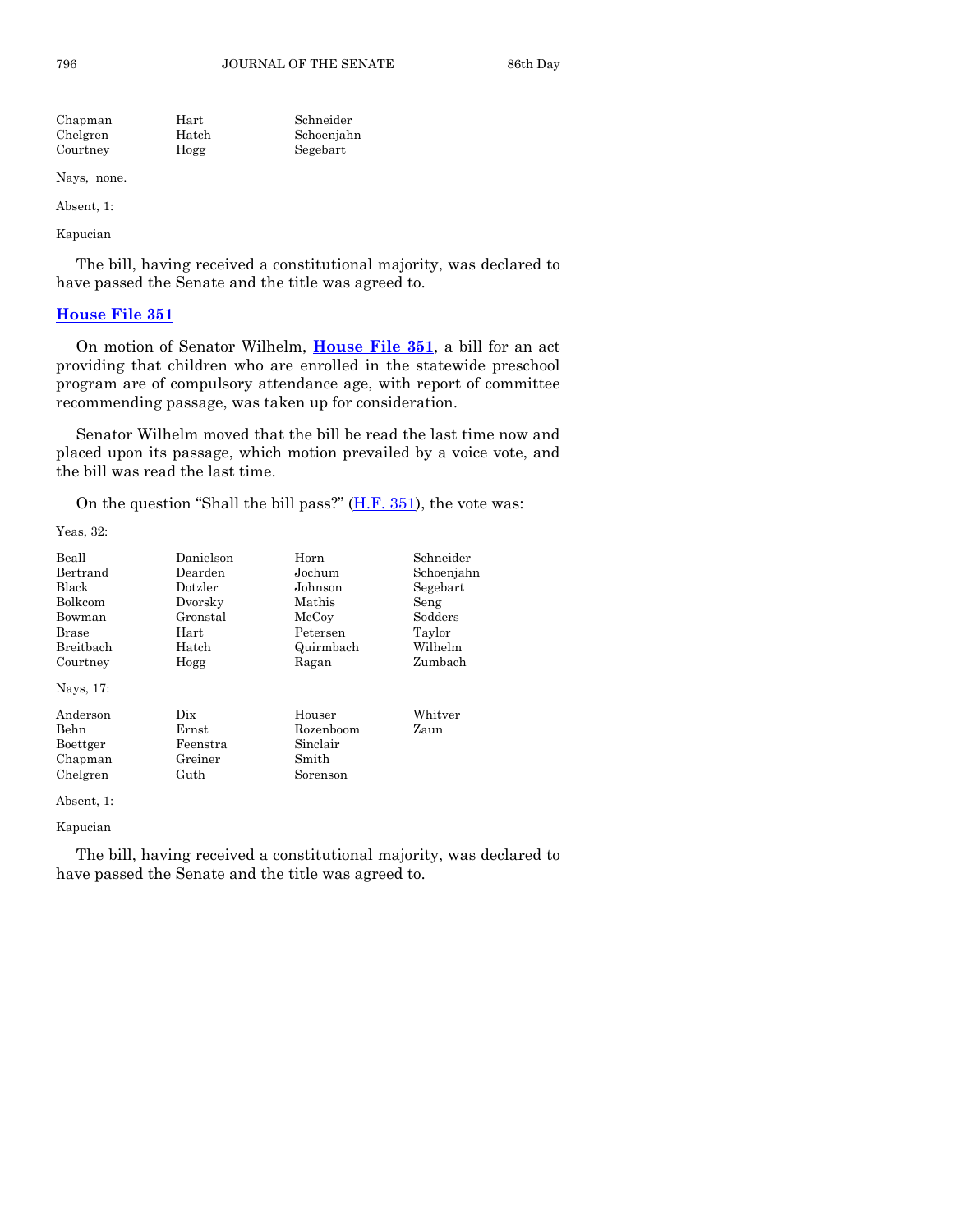| | | |
|---|---|---|
| Chapman | Hart | Schneider |
| Chelgren | Hatch | Schoenjahn |
| Courtney | Hogg | Segebart |

Nays, none.

Absent, 1:

Kapucian

The bill, having received a constitutional majority, was declared to have passed the Senate and the title was agreed to.

## House File 351

On motion of Senator Wilhelm, **House File 351**, a bill for an act providing that children who are enrolled in the statewide preschool program are of compulsory attendance age, with report of committee recommending passage, was taken up for consideration.

Senator Wilhelm moved that the bill be read the last time now and placed upon its passage, which motion prevailed by a voice vote, and the bill was read the last time.

On the question "Shall the bill pass?" (H.F. 351), the vote was:

Yeas, 32:

| | | | |
|---|---|---|---|
| Beall | Danielson | Horn | Schneider |
| Bertrand | Dearden | Jochum | Schoenjahn |
| Black | Dotzler | Johnson | Segebart |
| Bolkcom | Dvorsky | Mathis | Seng |
| Bowman | Gronstal | McCoy | Sodders |
| Brase | Hart | Petersen | Taylor |
| Breitbach | Hatch | Quirmbach | Wilhelm |
| Courtney | Hogg | Ragan | Zumbach |

Nays, 17:

| | | | |
|---|---|---|---|
| Anderson | Dix | Houser | Whitver |
| Behn | Ernst | Rozenboom | Zaun |
| Boettger | Feenstra | Sinclair | |
| Chapman | Greiner | Smith | |
| Chelgren | Guth | Sorenson | |

Absent, 1:

Kapucian

The bill, having received a constitutional majority, was declared to have passed the Senate and the title was agreed to.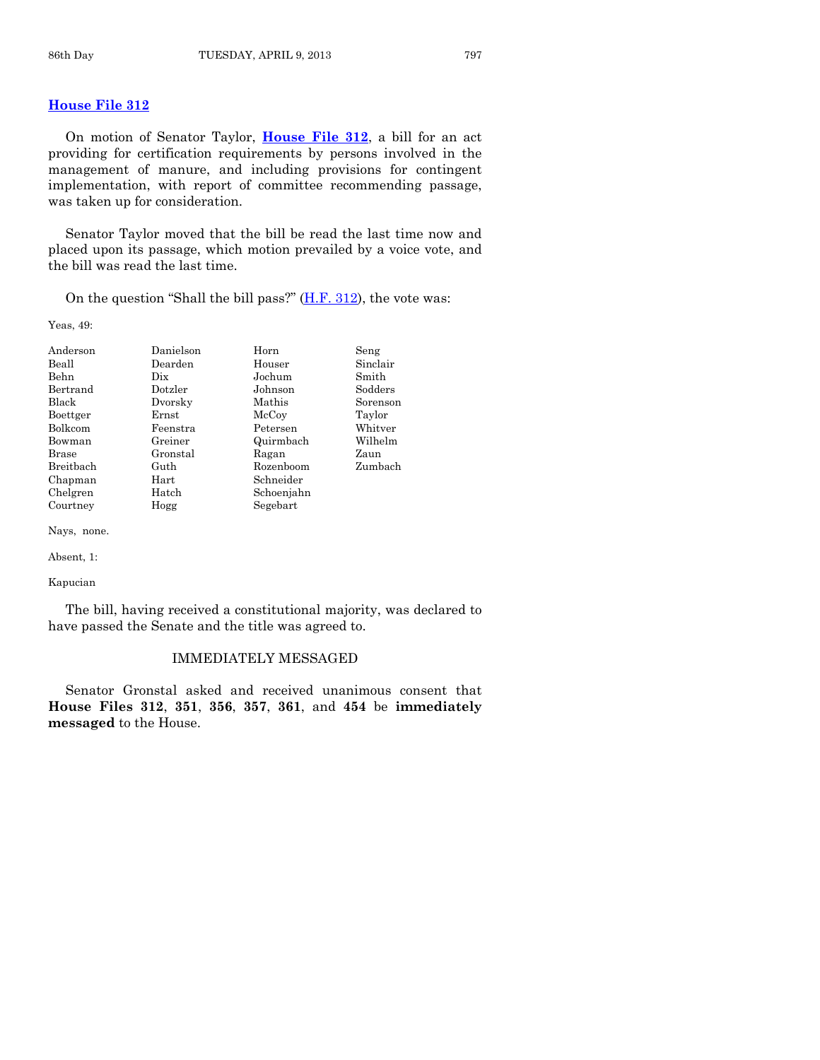## House File 312

On motion of Senator Taylor, **House File 312**, a bill for an act providing for certification requirements by persons involved in the management of manure, and including provisions for contingent implementation, with report of committee recommending passage, was taken up for consideration.

Senator Taylor moved that the bill be read the last time now and placed upon its passage, which motion prevailed by a voice vote, and the bill was read the last time.

On the question "Shall the bill pass?" (H.F. 312), the vote was:

Yeas, 49:

| | | | |
|---|---|---|---|
| Anderson | Danielson | Horn | Seng |
| Beall | Dearden | Houser | Sinclair |
| Behn | Dix | Jochum | Smith |
| Bertrand | Dotzler | Johnson | Sodders |
| Black | Dvorsky | Mathis | Sorenson |
| Boettger | Ernst | McCoy | Taylor |
| Bolkcom | Feenstra | Petersen | Whitver |
| Bowman | Greiner | Quirmbach | Wilhelm |
| Brase | Gronstal | Ragan | Zaun |
| Breitbach | Guth | Rozenboom | Zumbach |
| Chapman | Hart | Schneider | |
| Chelgren | Hatch | Schoenjahn | |
| Courtney | Hogg | Segebart | |

Nays, none.

Absent, 1:

Kapucian

The bill, having received a constitutional majority, was declared to have passed the Senate and the title was agreed to.

### IMMEDIATELY MESSAGED

Senator Gronstal asked and received unanimous consent that **House Files 312**, **351**, **356**, **357**, **361**, and **454** be **immediately messaged** to the House.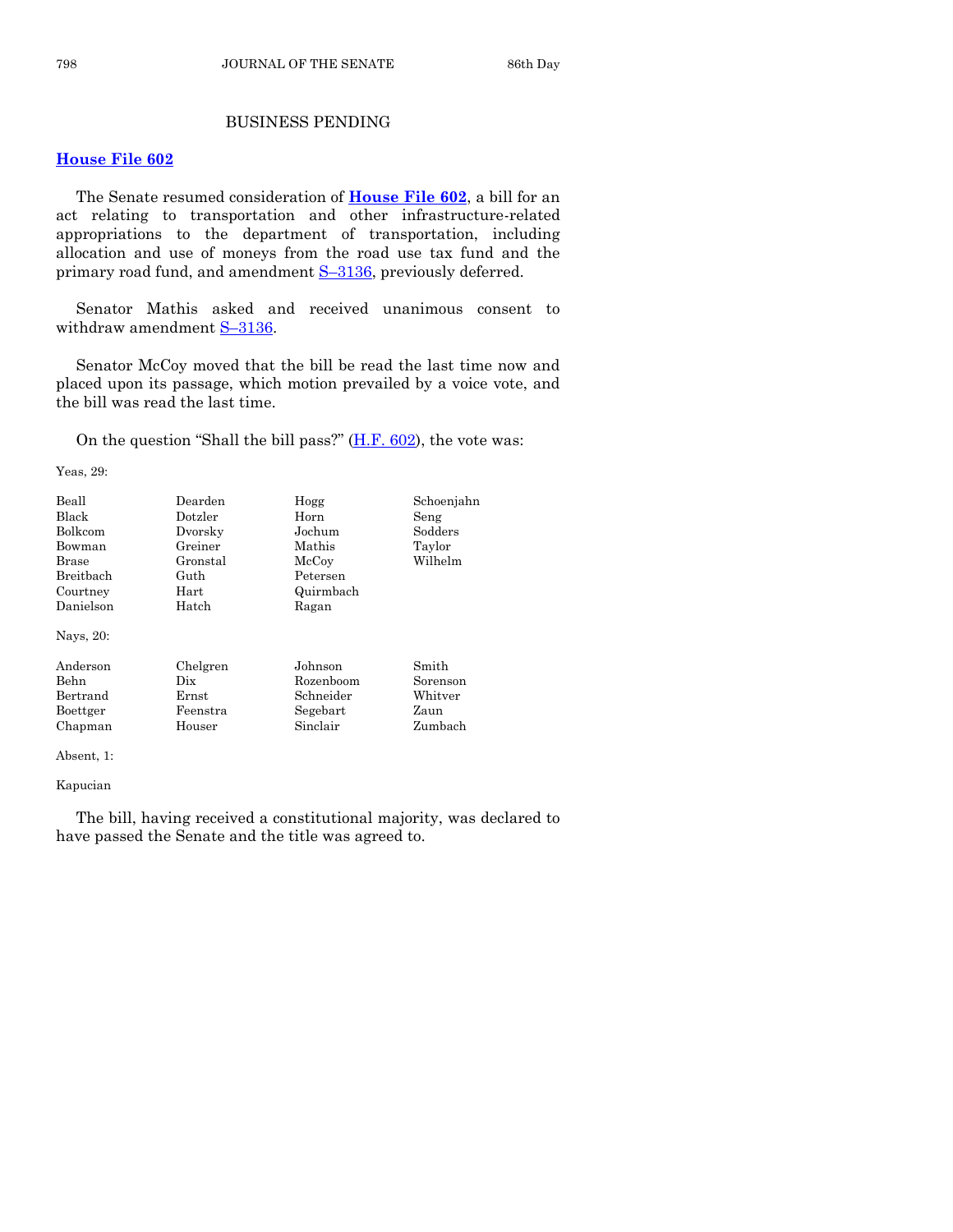## BUSINESS PENDING

### House File 602

The Senate resumed consideration of **House File 602**, a bill for an act relating to transportation and other infrastructure-related appropriations to the department of transportation, including allocation and use of moneys from the road use tax fund and the primary road fund, and amendment S–3136, previously deferred.

Senator Mathis asked and received unanimous consent to withdraw amendment S–3136.

Senator McCoy moved that the bill be read the last time now and placed upon its passage, which motion prevailed by a voice vote, and the bill was read the last time.

On the question "Shall the bill pass?" (H.F. 602), the vote was:

Yeas, 29:

| | | | |
|---|---|---|---|
| Beall | Dearden | Hogg | Schoenjahn |
| Black | Dotzler | Horn | Seng |
| Bolkcom | Dvorsky | Jochum | Sodders |
| Bowman | Greiner | Mathis | Taylor |
| Brase | Gronstal | McCoy | Wilhelm |
| Breitbach | Guth | Petersen | |
| Courtney | Hart | Quirmbach | |
| Danielson | Hatch | Ragan | |

Nays, 20:

| | | | |
|---|---|---|---|
| Anderson | Chelgren | Johnson | Smith |
| Behn | Dix | Rozenboom | Sorenson |
| Bertrand | Ernst | Schneider | Whitver |
| Boettger | Feenstra | Segebart | Zaun |
| Chapman | Houser | Sinclair | Zumbach |

Absent, 1:

Kapucian

The bill, having received a constitutional majority, was declared to have passed the Senate and the title was agreed to.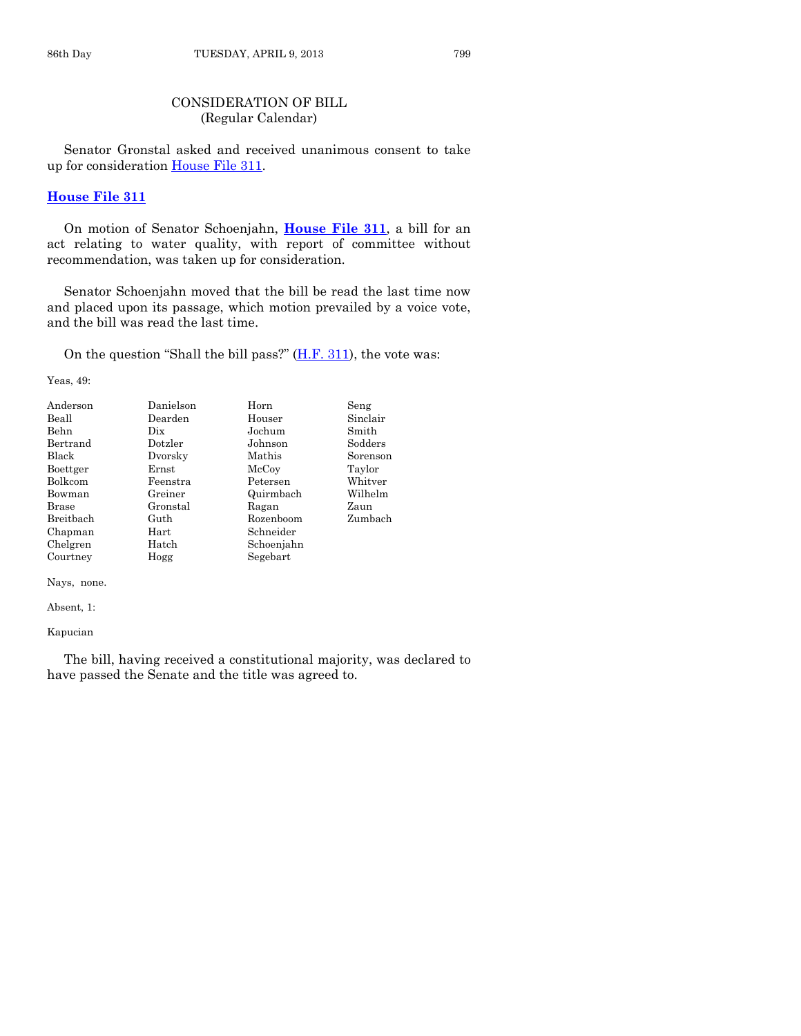## CONSIDERATION OF BILL
(Regular Calendar)

Senator Gronstal asked and received unanimous consent to take up for consideration House File 311.

### House File 311

On motion of Senator Schoenjahn, **House File 311**, a bill for an act relating to water quality, with report of committee without recommendation, was taken up for consideration.

Senator Schoenjahn moved that the bill be read the last time now and placed upon its passage, which motion prevailed by a voice vote, and the bill was read the last time.

On the question "Shall the bill pass?" (H.F. 311), the vote was:

Yeas, 49:

| | | | |
|---|---|---|---|
| Anderson | Danielson | Horn | Seng |
| Beall | Dearden | Houser | Sinclair |
| Behn | Dix | Jochum | Smith |
| Bertrand | Dotzler | Johnson | Sodders |
| Black | Dvorsky | Mathis | Sorenson |
| Boettger | Ernst | McCoy | Taylor |
| Bolkcom | Feenstra | Petersen | Whitver |
| Bowman | Greiner | Quirmbach | Wilhelm |
| Brase | Gronstal | Ragan | Zaun |
| Breitbach | Guth | Rozenboom | Zumbach |
| Chapman | Hart | Schneider | |
| Chelgren | Hatch | Schoenjahn | |
| Courtney | Hogg | Segebart | |

Nays, none.

Absent, 1:

Kapucian

The bill, having received a constitutional majority, was declared to have passed the Senate and the title was agreed to.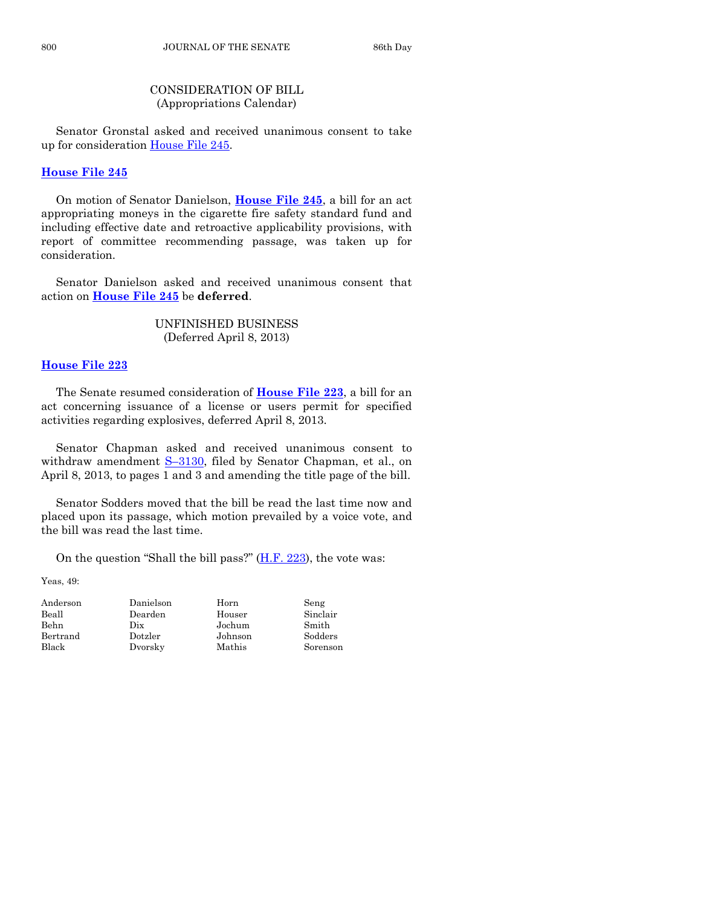CONSIDERATION OF BILL
(Appropriations Calendar)

Senator Gronstal asked and received unanimous consent to take up for consideration House File 245.

## House File 245

On motion of Senator Danielson, **House File 245**, a bill for an act appropriating moneys in the cigarette fire safety standard fund and including effective date and retroactive applicability provisions, with report of committee recommending passage, was taken up for consideration.

Senator Danielson asked and received unanimous consent that action on **House File 245** be **deferred**.

UNFINISHED BUSINESS
(Deferred April 8, 2013)

## House File 223

The Senate resumed consideration of **House File 223**, a bill for an act concerning issuance of a license or users permit for specified activities regarding explosives, deferred April 8, 2013.

Senator Chapman asked and received unanimous consent to withdraw amendment S–3130, filed by Senator Chapman, et al., on April 8, 2013, to pages 1 and 3 and amending the title page of the bill.

Senator Sodders moved that the bill be read the last time now and placed upon its passage, which motion prevailed by a voice vote, and the bill was read the last time.

On the question "Shall the bill pass?" (H.F. 223), the vote was:

Yeas, 49:

| | | | |
|---|---|---|---|
| Anderson | Danielson | Horn | Seng |
| Beall | Dearden | Houser | Sinclair |
| Behn | Dix | Jochum | Smith |
| Bertrand | Dotzler | Johnson | Sodders |
| Black | Dvorsky | Mathis | Sorenson |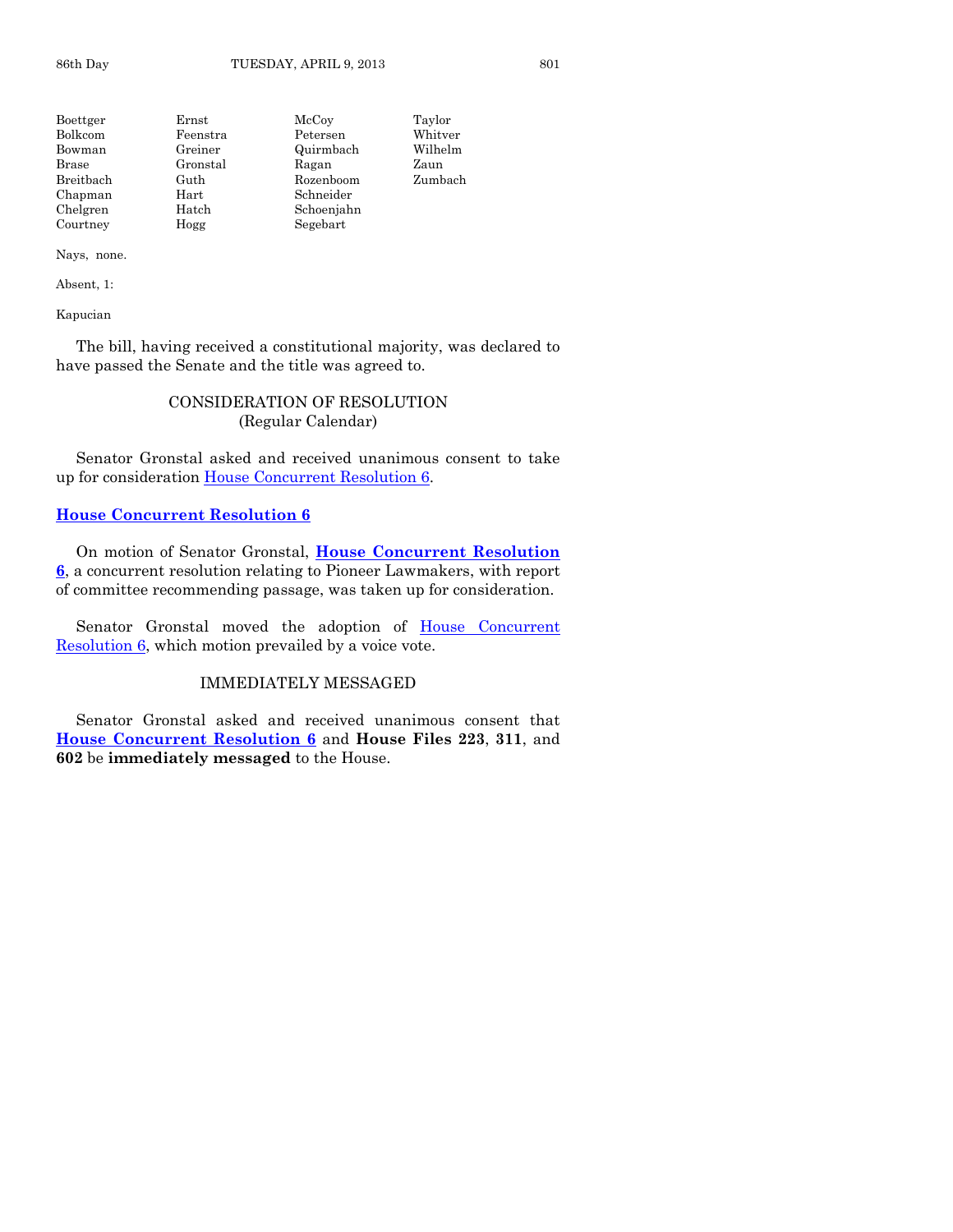| | | | |
|---|---|---|---|
| Boettger | Ernst | McCoy | Taylor |
| Bolkcom | Feenstra | Petersen | Whitver |
| Bowman | Greiner | Quirmbach | Wilhelm |
| Brase | Gronstal | Ragan | Zaun |
| Breitbach | Guth | Rozenboom | Zumbach |
| Chapman | Hart | Schneider | |
| Chelgren | Hatch | Schoenjahn | |
| Courtney | Hogg | Segebart | |

Nays, none.

Absent, 1:

Kapucian

The bill, having received a constitutional majority, was declared to have passed the Senate and the title was agreed to.

## CONSIDERATION OF RESOLUTION
(Regular Calendar)

Senator Gronstal asked and received unanimous consent to take up for consideration House Concurrent Resolution 6.

**House Concurrent Resolution 6**

On motion of Senator Gronstal, **House Concurrent Resolution 6**, a concurrent resolution relating to Pioneer Lawmakers, with report of committee recommending passage, was taken up for consideration.

Senator Gronstal moved the adoption of House Concurrent Resolution 6, which motion prevailed by a voice vote.

## IMMEDIATELY MESSAGED

Senator Gronstal asked and received unanimous consent that **House Concurrent Resolution 6** and **House Files 223**, **311**, and **602** be **immediately messaged** to the House.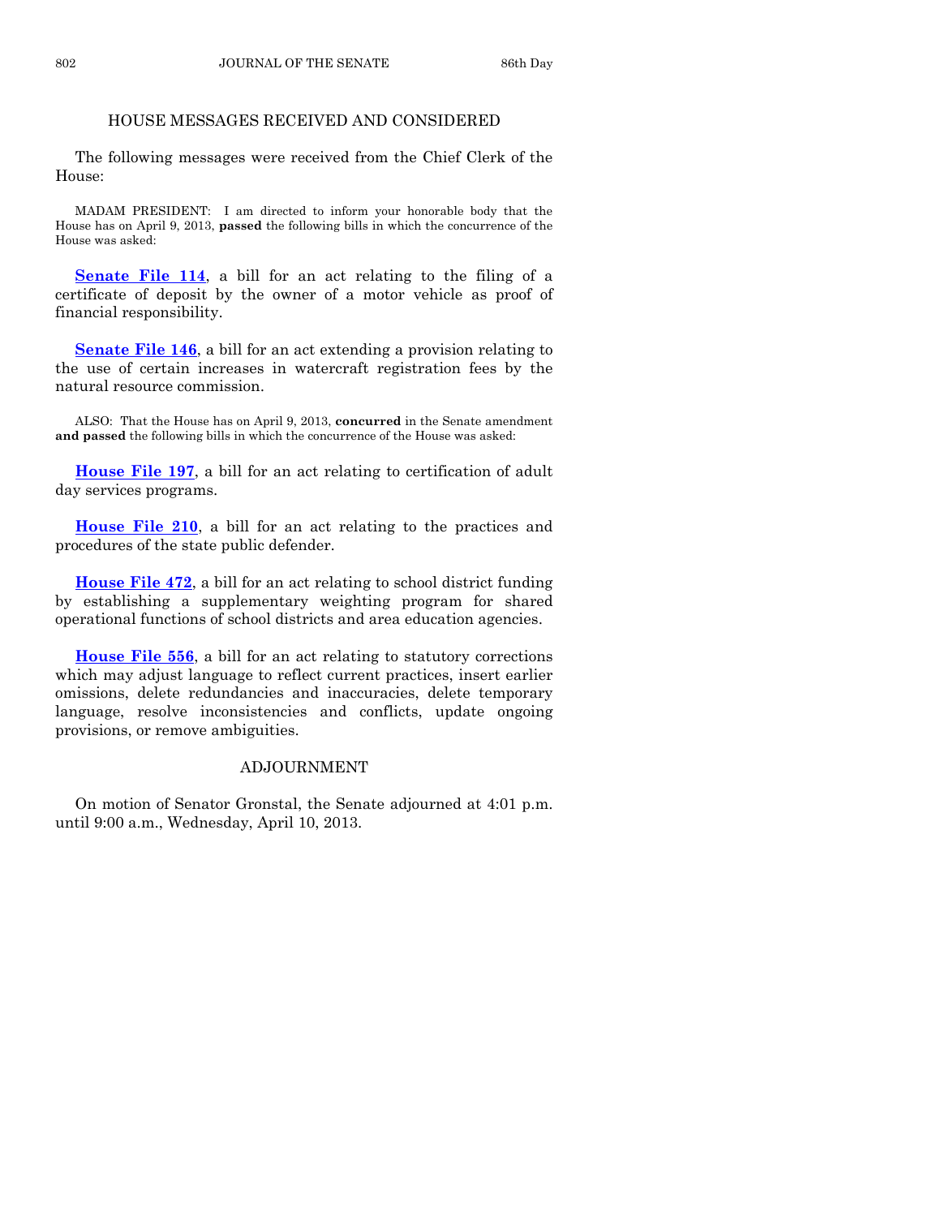## HOUSE MESSAGES RECEIVED AND CONSIDERED

The following messages were received from the Chief Clerk of the House:

MADAM PRESIDENT: I am directed to inform your honorable body that the House has on April 9, 2013, **passed** the following bills in which the concurrence of the House was asked:

**Senate File 114**, a bill for an act relating to the filing of a certificate of deposit by the owner of a motor vehicle as proof of financial responsibility.

**Senate File 146**, a bill for an act extending a provision relating to the use of certain increases in watercraft registration fees by the natural resource commission.

ALSO: That the House has on April 9, 2013, **concurred** in the Senate amendment **and passed** the following bills in which the concurrence of the House was asked:

**House File 197**, a bill for an act relating to certification of adult day services programs.

**House File 210**, a bill for an act relating to the practices and procedures of the state public defender.

**House File 472**, a bill for an act relating to school district funding by establishing a supplementary weighting program for shared operational functions of school districts and area education agencies.

**House File 556**, a bill for an act relating to statutory corrections which may adjust language to reflect current practices, insert earlier omissions, delete redundancies and inaccuracies, delete temporary language, resolve inconsistencies and conflicts, update ongoing provisions, or remove ambiguities.

## ADJOURNMENT

On motion of Senator Gronstal, the Senate adjourned at 4:01 p.m. until 9:00 a.m., Wednesday, April 10, 2013.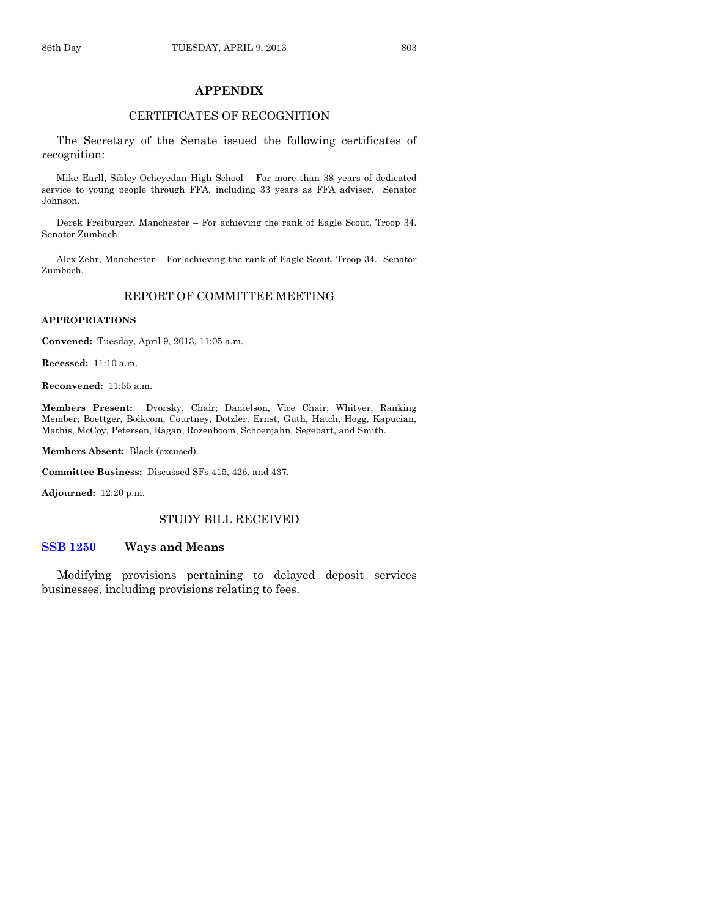## APPENDIX

### CERTIFICATES OF RECOGNITION

The Secretary of the Senate issued the following certificates of recognition:

Mike Earll, Sibley-Ocheyedan High School – For more than 38 years of dedicated service to young people through FFA, including 33 years as FFA adviser. Senator Johnson.

Derek Freiburger, Manchester – For achieving the rank of Eagle Scout, Troop 34. Senator Zumbach.

Alex Zehr, Manchester – For achieving the rank of Eagle Scout, Troop 34. Senator Zumbach.

### REPORT OF COMMITTEE MEETING

**APPROPRIATIONS**

**Convened:** Tuesday, April 9, 2013, 11:05 a.m.

**Recessed:** 11:10 a.m.

**Reconvened:** 11:55 a.m.

**Members Present:** Dvorsky, Chair; Danielson, Vice Chair; Whitver, Ranking Member; Boettger, Bolkcom, Courtney, Dotzler, Ernst, Guth, Hatch, Hogg, Kapucian, Mathis, McCoy, Petersen, Ragan, Rozenboom, Schoenjahn, Segebart, and Smith.

**Members Absent:** Black (excused).

**Committee Business:** Discussed SFs 415, 426, and 437.

**Adjourned:** 12:20 p.m.

### STUDY BILL RECEIVED

**SSB 1250** **Ways and Means**

Modifying provisions pertaining to delayed deposit services businesses, including provisions relating to fees.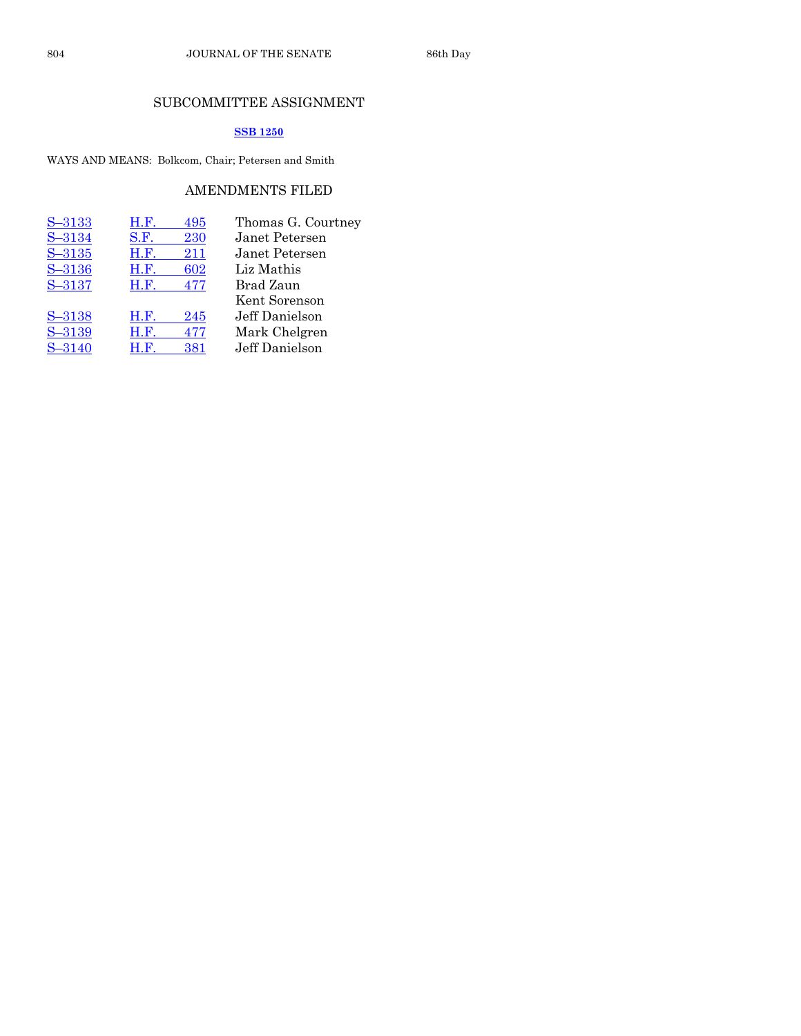## SUBCOMMITTEE ASSIGNMENT

**SSB 1250**

WAYS AND MEANS: Bolkcom, Chair; Petersen and Smith

## AMENDMENTS FILED

| | | |
|---|---|---|
| S–3133 | H.F. 495 | Thomas G. Courtney |
| S–3134 | S.F. 230 | Janet Petersen |
| S–3135 | H.F. 211 | Janet Petersen |
| S–3136 | H.F. 602 | Liz Mathis |
| S–3137 | H.F. 477 | Brad Zaun<br>Kent Sorenson |
| S–3138 | H.F. 245 | Jeff Danielson |
| S–3139 | H.F. 477 | Mark Chelgren |
| S–3140 | H.F. 381 | Jeff Danielson |